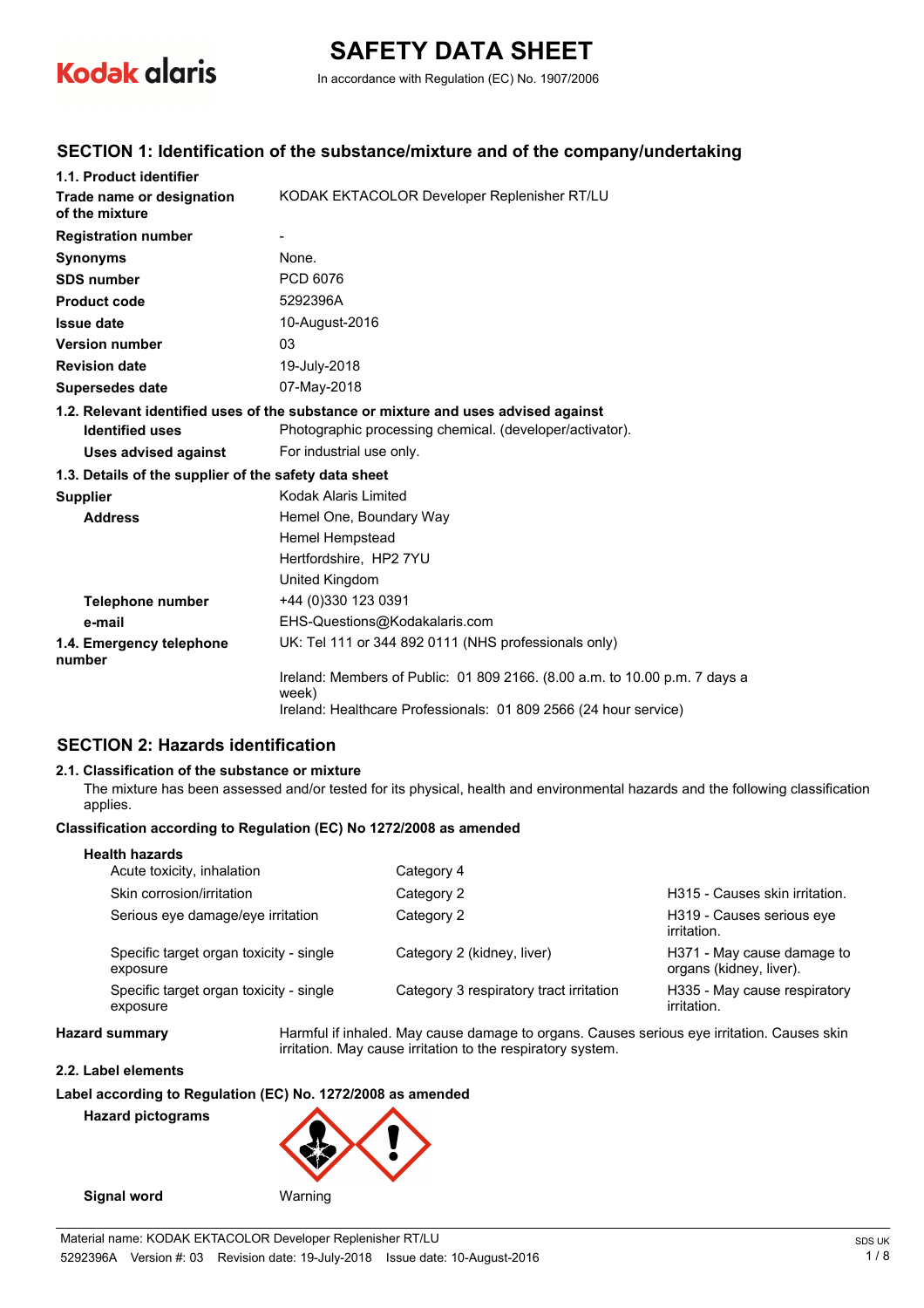# SAFETY DATA SHEET

In accordance with Regulation (EC) No. 1907/2006

## SECTION 1: Identification of the substance/mixture and of the company/undertaking

### 1.1. Product identifier

| | |
|---|---|
| **Trade name or designation of the mixture** | KODAK EKTACOLOR Developer Replenisher RT/LU |
| **Registration number** | - |
| **Synonyms** | None. |
| **SDS number** | PCD 6076 |
| **Product code** | 5292396A |
| **Issue date** | 10-August-2016 |
| **Version number** | 03 |
| **Revision date** | 19-July-2018 |
| **Supersedes date** | 07-May-2018 |

### 1.2. Relevant identified uses of the substance or mixture and uses advised against

| | |
|---|---|
| **Identified uses** | Photographic processing chemical. (developer/activator). |
| **Uses advised against** | For industrial use only. |

### 1.3. Details of the supplier of the safety data sheet

| | |
|---|---|
| **Supplier** | Kodak Alaris Limited |
| **Address** | Hemel One, Boundary Way<br>Hemel Hempstead<br>Hertfordshire, HP2 7YU<br>United Kingdom |
| **Telephone number** | +44 (0)330 123 0391 |
| **e-mail** | EHS-Questions@Kodakalaris.com |
| **1.4. Emergency telephone number** | UK: Tel 111 or 344 892 0111 (NHS professionals only)<br>Ireland: Members of Public: 01 809 2166. (8.00 a.m. to 10.00 p.m. 7 days a week)<br>Ireland: Healthcare Professionals: 01 809 2566 (24 hour service) |

## SECTION 2: Hazards identification

### 2.1. Classification of the substance or mixture

The mixture has been assessed and/or tested for its physical, health and environmental hazards and the following classification applies.

**Classification according to Regulation (EC) No 1272/2008 as amended**

**Health hazards**

| | | |
|---|---|---|
| Acute toxicity, inhalation | Category 4 | |
| Skin corrosion/irritation | Category 2 | H315 - Causes skin irritation. |
| Serious eye damage/eye irritation | Category 2 | H319 - Causes serious eye irritation. |
| Specific target organ toxicity - single exposure | Category 2 (kidney, liver) | H371 - May cause damage to organs (kidney, liver). |
| Specific target organ toxicity - single exposure | Category 3 respiratory tract irritation | H335 - May cause respiratory irritation. |

**Hazard summary** Harmful if inhaled. May cause damage to organs. Causes serious eye irritation. Causes skin irritation. May cause irritation to the respiratory system.

### 2.2. Label elements

**Label according to Regulation (EC) No. 1272/2008 as amended**

**Hazard pictograms**

**Signal word** Warning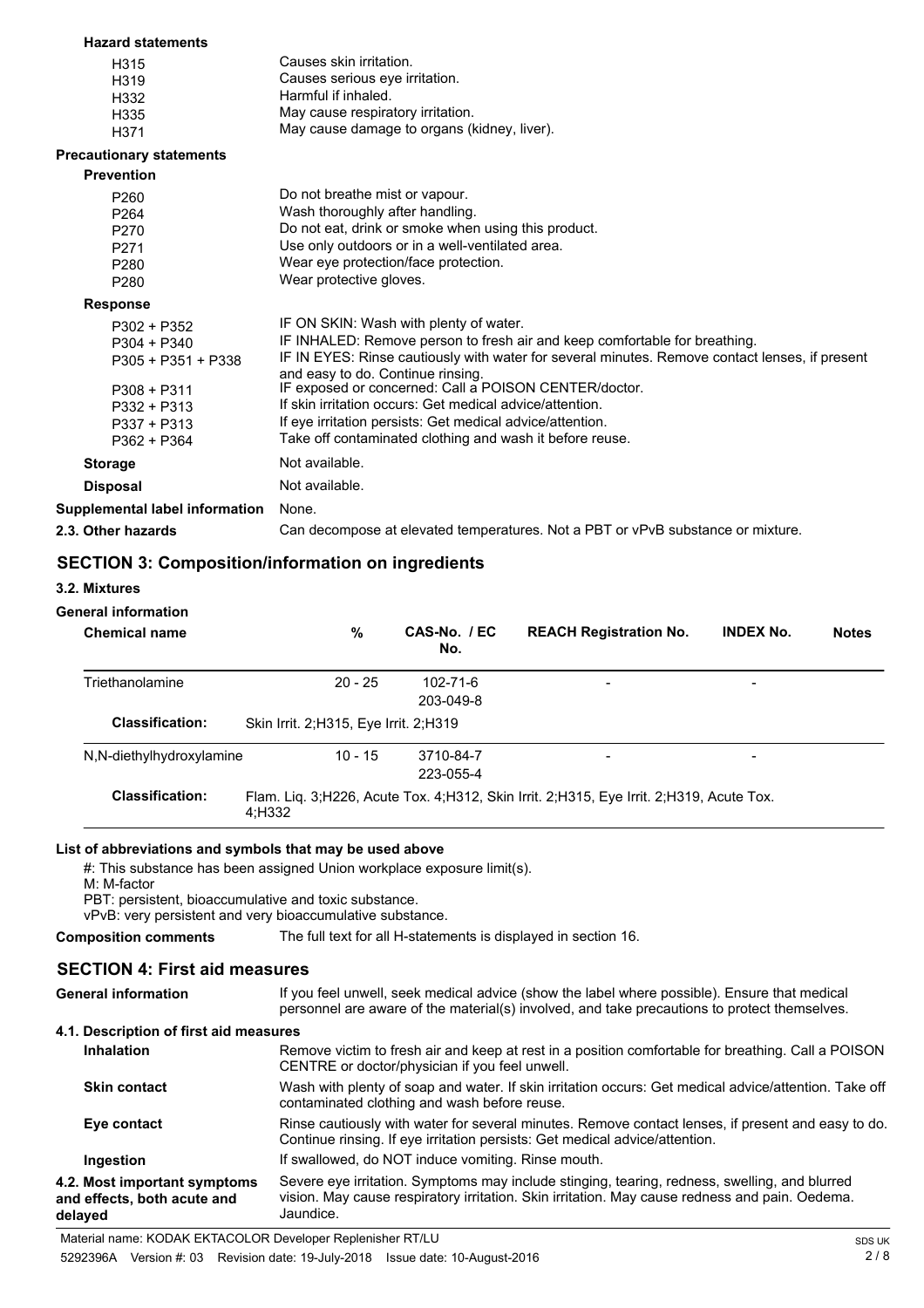**Hazard statements**

| | |
|---|---|
| H315 | Causes skin irritation. |
| H319 | Causes serious eye irritation. |
| H332 | Harmful if inhaled. |
| H335 | May cause respiratory irritation. |
| H371 | May cause damage to organs (kidney, liver). |

**Precautionary statements**

**Prevention**

| | |
|---|---|
| P260 | Do not breathe mist or vapour. |
| P264 | Wash thoroughly after handling. |
| P270 | Do not eat, drink or smoke when using this product. |
| P271 | Use only outdoors or in a well-ventilated area. |
| P280 | Wear eye protection/face protection. |
| P280 | Wear protective gloves. |

**Response**

| | |
|---|---|
| P302 + P352 | IF ON SKIN: Wash with plenty of water. |
| P304 + P340 | IF INHALED: Remove person to fresh air and keep comfortable for breathing. |
| P305 + P351 + P338 | IF IN EYES: Rinse cautiously with water for several minutes. Remove contact lenses, if present and easy to do. Continue rinsing. |
| P308 + P311 | IF exposed or concerned: Call a POISON CENTER/doctor. |
| P332 + P313 | If skin irritation occurs: Get medical advice/attention. |
| P337 + P313 | If eye irritation persists: Get medical advice/attention. |
| P362 + P364 | Take off contaminated clothing and wash it before reuse. |

**Storage** Not available.

**Disposal** Not available.

**Supplemental label information** None.

**2.3. Other hazards** Can decompose at elevated temperatures. Not a PBT or vPvB substance or mixture.

## SECTION 3: Composition/information on ingredients

### 3.2. Mixtures

**General information**

| Chemical name | % | CAS-No. / EC No. | REACH Registration No. | INDEX No. | Notes |
|---|---|---|---|---|---|
| Triethanolamine | 20 - 25 | 102-71-6<br>203-049-8 | - | - | |
| **Classification:** | Skin Irrit. 2;H315, Eye Irrit. 2;H319 | | | | |
| N,N-diethylhydroxylamine | 10 - 15 | 3710-84-7<br>223-055-4 | - | - | |
| **Classification:** | Flam. Liq. 3;H226, Acute Tox. 4;H312, Skin Irrit. 2;H315, Eye Irrit. 2;H319, Acute Tox. 4;H332 | | | | |

**List of abbreviations and symbols that may be used above**

#: This substance has been assigned Union workplace exposure limit(s).
M: M-factor
PBT: persistent, bioaccumulative and toxic substance.
vPvB: very persistent and very bioaccumulative substance.

**Composition comments** The full text for all H-statements is displayed in section 16.

## SECTION 4: First aid measures

**General information** If you feel unwell, seek medical advice (show the label where possible). Ensure that medical personnel are aware of the material(s) involved, and take precautions to protect themselves.

### 4.1. Description of first aid measures

**Inhalation** Remove victim to fresh air and keep at rest in a position comfortable for breathing. Call a POISON CENTRE or doctor/physician if you feel unwell.

**Skin contact** Wash with plenty of soap and water. If skin irritation occurs: Get medical advice/attention. Take off contaminated clothing and wash before reuse.

**Eye contact** Rinse cautiously with water for several minutes. Remove contact lenses, if present and easy to do. Continue rinsing. If eye irritation persists: Get medical advice/attention.

**Ingestion** If swallowed, do NOT induce vomiting. Rinse mouth.

**4.2. Most important symptoms and effects, both acute and delayed** Severe eye irritation. Symptoms may include stinging, tearing, redness, swelling, and blurred vision. May cause respiratory irritation. Skin irritation. May cause redness and pain. Oedema. Jaundice.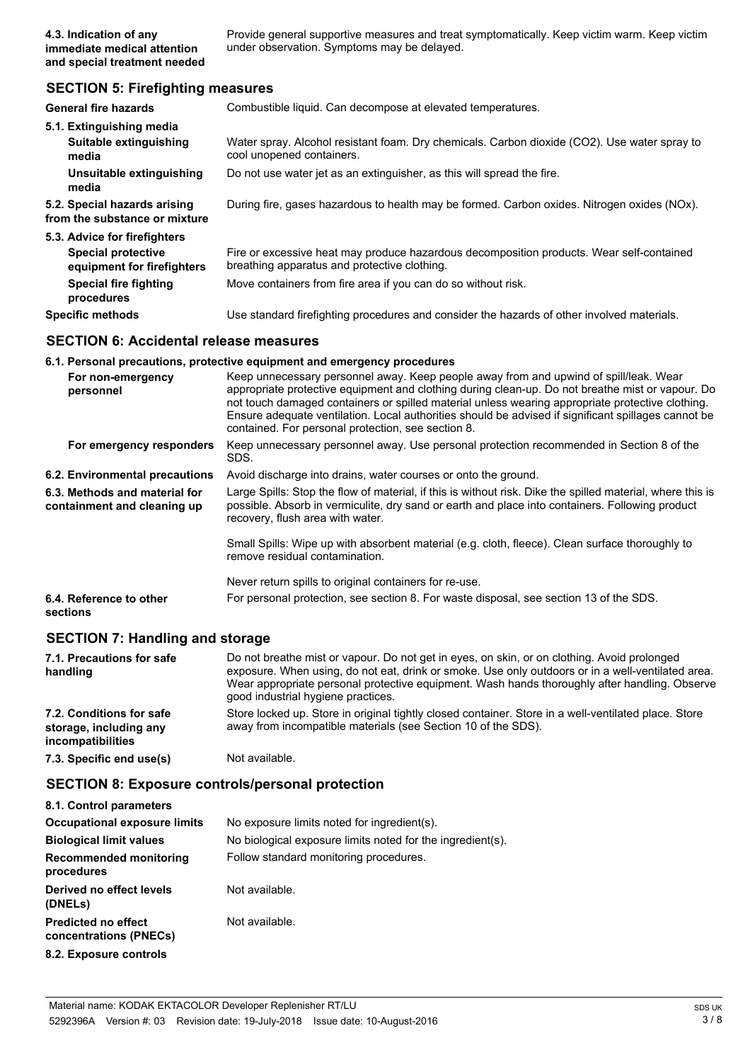| | |
|---|---|
| **4.3. Indication of any immediate medical attention and special treatment needed** | Provide general supportive measures and treat symptomatically. Keep victim warm. Keep victim under observation. Symptoms may be delayed. |

## SECTION 5: Firefighting measures

| | |
|---|---|
| **General fire hazards** | Combustible liquid. Can decompose at elevated temperatures. |
| **5.1. Extinguishing media** | |
| **Suitable extinguishing media** | Water spray. Alcohol resistant foam. Dry chemicals. Carbon dioxide ($CO_2$). Use water spray to cool unopened containers. |
| **Unsuitable extinguishing media** | Do not use water jet as an extinguisher, as this will spread the fire. |
| **5.2. Special hazards arising from the substance or mixture** | During fire, gases hazardous to health may be formed. Carbon oxides. Nitrogen oxides (NOx). |
| **5.3. Advice for firefighters** | |
| **Special protective equipment for firefighters** | Fire or excessive heat may produce hazardous decomposition products. Wear self-contained breathing apparatus and protective clothing. |
| **Special fire fighting procedures** | Move containers from fire area if you can do so without risk. |
| **Specific methods** | Use standard firefighting procedures and consider the hazards of other involved materials. |

## SECTION 6: Accidental release measures

**6.1. Personal precautions, protective equipment and emergency procedures**

| | |
|---|---|
| **For non-emergency personnel** | Keep unnecessary personnel away. Keep people away from and upwind of spill/leak. Wear appropriate protective equipment and clothing during clean-up. Do not breathe mist or vapour. Do not touch damaged containers or spilled material unless wearing appropriate protective clothing. Ensure adequate ventilation. Local authorities should be advised if significant spillages cannot be contained. For personal protection, see section 8. |
| **For emergency responders** | Keep unnecessary personnel away. Use personal protection recommended in Section 8 of the SDS. |
| **6.2. Environmental precautions** | Avoid discharge into drains, water courses or onto the ground. |
| **6.3. Methods and material for containment and cleaning up** | Large Spills: Stop the flow of material, if this is without risk. Dike the spilled material, where this is possible. Absorb in vermiculite, dry sand or earth and place into containers. Following product recovery, flush area with water.<br><br>Small Spills: Wipe up with absorbent material (e.g. cloth, fleece). Clean surface thoroughly to remove residual contamination.<br><br>Never return spills to original containers for re-use. |
| **6.4. Reference to other sections** | For personal protection, see section 8. For waste disposal, see section 13 of the SDS. |

## SECTION 7: Handling and storage

| | |
|---|---|
| **7.1. Precautions for safe handling** | Do not breathe mist or vapour. Do not get in eyes, on skin, or on clothing. Avoid prolonged exposure. When using, do not eat, drink or smoke. Use only outdoors or in a well-ventilated area. Wear appropriate personal protective equipment. Wash hands thoroughly after handling. Observe good industrial hygiene practices. |
| **7.2. Conditions for safe storage, including any incompatibilities** | Store locked up. Store in original tightly closed container. Store in a well-ventilated place. Store away from incompatible materials (see Section 10 of the SDS). |
| **7.3. Specific end use(s)** | Not available. |

## SECTION 8: Exposure controls/personal protection

| | |
|---|---|
| **8.1. Control parameters** | |
| **Occupational exposure limits** | No exposure limits noted for ingredient(s). |
| **Biological limit values** | No biological exposure limits noted for the ingredient(s). |
| **Recommended monitoring procedures** | Follow standard monitoring procedures. |
| **Derived no effect levels (DNELs)** | Not available. |
| **Predicted no effect concentrations (PNECs)** | Not available. |
| **8.2. Exposure controls** | |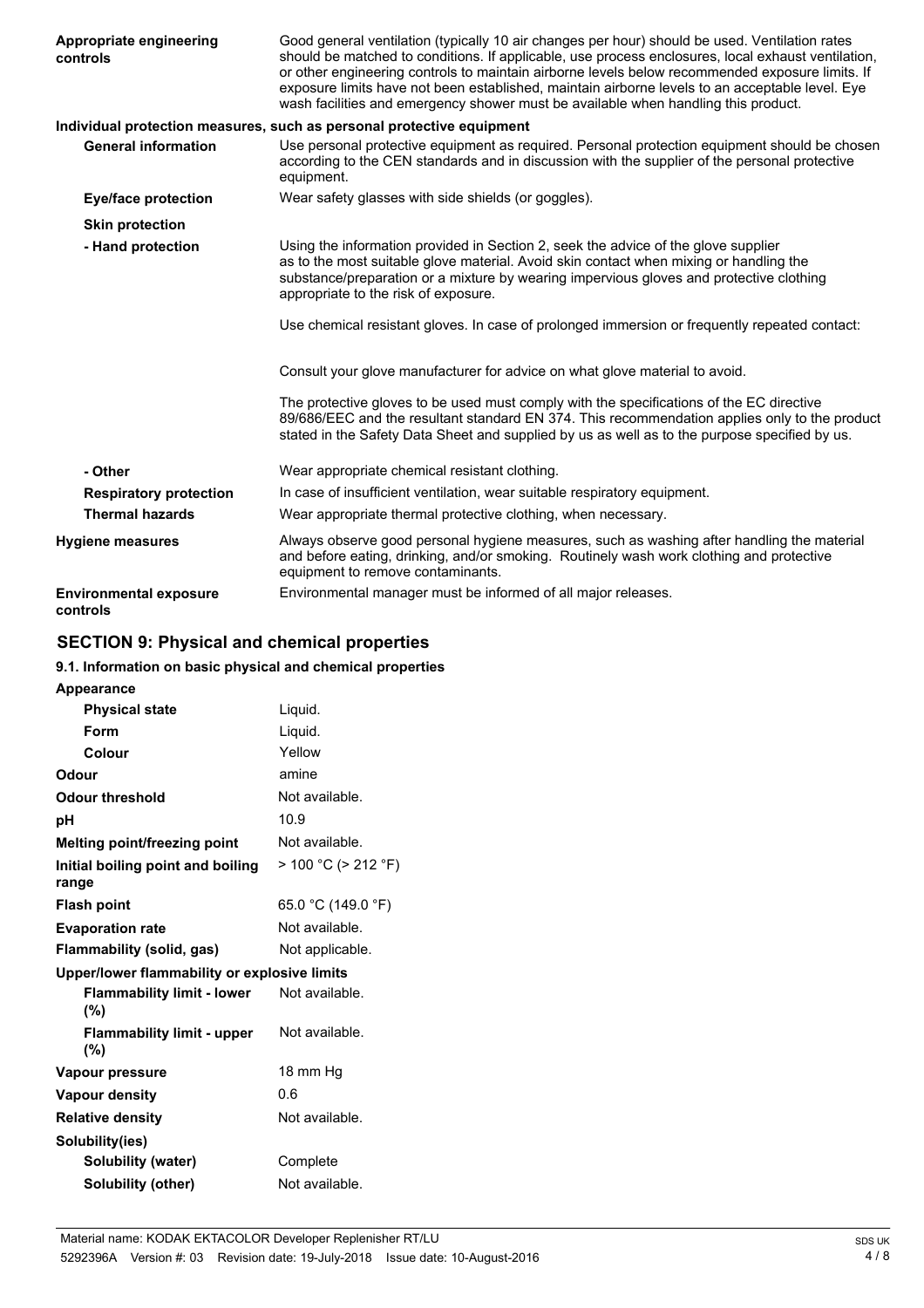| | |
|---|---|
| **Appropriate engineering controls** | Good general ventilation (typically 10 air changes per hour) should be used. Ventilation rates should be matched to conditions. If applicable, use process enclosures, local exhaust ventilation, or other engineering controls to maintain airborne levels below recommended exposure limits. If exposure limits have not been established, maintain airborne levels to an acceptable level. Eye wash facilities and emergency shower must be available when handling this product. |

**Individual protection measures, such as personal protective equipment**

| | |
|---|---|
| **General information** | Use personal protective equipment as required. Personal protection equipment should be chosen according to the CEN standards and in discussion with the supplier of the personal protective equipment. |
| **Eye/face protection** | Wear safety glasses with side shields (or goggles). |
| **Skin protection** | |
| **- Hand protection** | Using the information provided in Section 2, seek the advice of the glove supplier as to the most suitable glove material. Avoid skin contact when mixing or handling the substance/preparation or a mixture by wearing impervious gloves and protective clothing appropriate to the risk of exposure.<br><br>Use chemical resistant gloves. In case of prolonged immersion or frequently repeated contact:<br><br>Consult your glove manufacturer for advice on what glove material to avoid.<br><br>The protective gloves to be used must comply with the specifications of the EC directive 89/686/EEC and the resultant standard EN 374. This recommendation applies only to the product stated in the Safety Data Sheet and supplied by us as well as to the purpose specified by us. |
| **- Other** | Wear appropriate chemical resistant clothing. |
| **Respiratory protection** | In case of insufficient ventilation, wear suitable respiratory equipment. |
| **Thermal hazards** | Wear appropriate thermal protective clothing, when necessary. |
| **Hygiene measures** | Always observe good personal hygiene measures, such as washing after handling the material and before eating, drinking, and/or smoking. Routinely wash work clothing and protective equipment to remove contaminants. |
| **Environmental exposure controls** | Environmental manager must be informed of all major releases. |

## SECTION 9: Physical and chemical properties

### 9.1. Information on basic physical and chemical properties

| | |
|---|---|
| **Appearance** | |
| **Physical state** | Liquid. |
| **Form** | Liquid. |
| **Colour** | Yellow |
| **Odour** | amine |
| **Odour threshold** | Not available. |
| **pH** | 10.9 |
| **Melting point/freezing point** | Not available. |
| **Initial boiling point and boiling range** | > 100 °C (> 212 °F) |
| **Flash point** | 65.0 °C (149.0 °F) |
| **Evaporation rate** | Not available. |
| **Flammability (solid, gas)** | Not applicable. |
| **Upper/lower flammability or explosive limits** | |
| **Flammability limit - lower (%)** | Not available. |
| **Flammability limit - upper (%)** | Not available. |
| **Vapour pressure** | 18 mm Hg |
| **Vapour density** | 0.6 |
| **Relative density** | Not available. |
| **Solubility(ies)** | |
| **Solubility (water)** | Complete |
| **Solubility (other)** | Not available. |

Material name: KODAK EKTACOLOR Developer Replenisher RT/LU
5292396A Version #: 03 Revision date: 19-July-2018 Issue date: 10-August-2016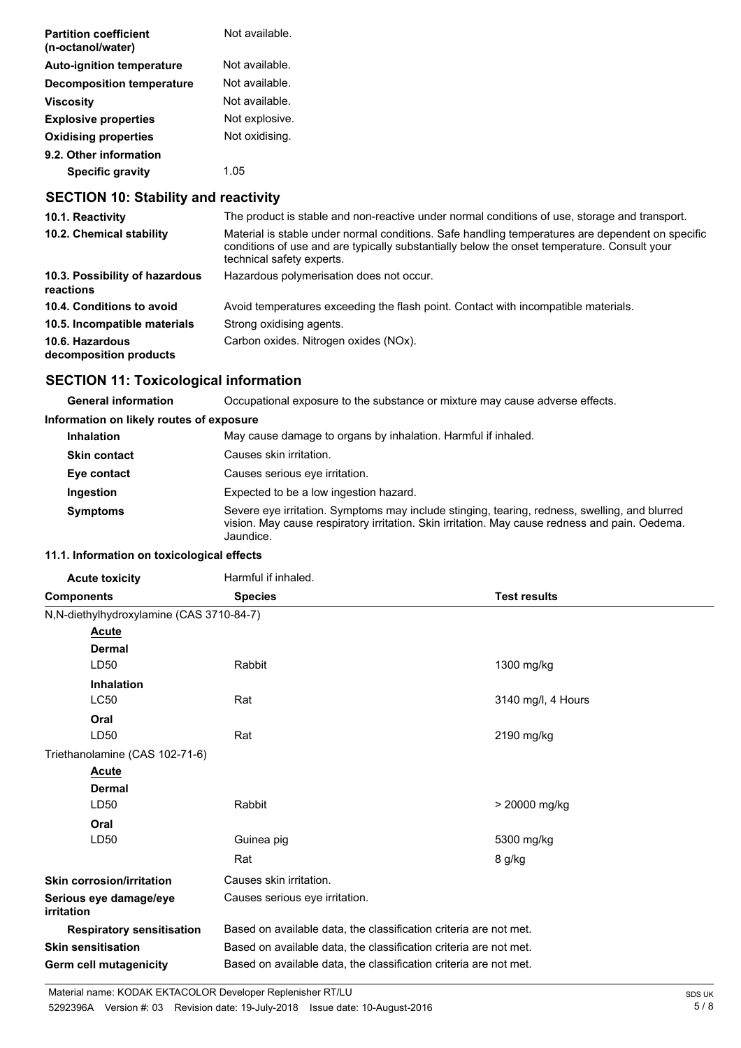| | |
|---|---|
| **Partition coefficient (n-octanol/water)** | Not available. |
| **Auto-ignition temperature** | Not available. |
| **Decomposition temperature** | Not available. |
| **Viscosity** | Not available. |
| **Explosive properties** | Not explosive. |
| **Oxidising properties** | Not oxidising. |
| **9.2. Other information** | |
| **Specific gravity** | 1.05 |

## SECTION 10: Stability and reactivity

| | |
|---|---|
| **10.1. Reactivity** | The product is stable and non-reactive under normal conditions of use, storage and transport. |
| **10.2. Chemical stability** | Material is stable under normal conditions. Safe handling temperatures are dependent on specific conditions of use and are typically substantially below the onset temperature. Consult your technical safety experts. |
| **10.3. Possibility of hazardous reactions** | Hazardous polymerisation does not occur. |
| **10.4. Conditions to avoid** | Avoid temperatures exceeding the flash point. Contact with incompatible materials. |
| **10.5. Incompatible materials** | Strong oxidising agents. |
| **10.6. Hazardous decomposition products** | Carbon oxides. Nitrogen oxides (NOx). |

## SECTION 11: Toxicological information

| | |
|---|---|
| **General information** | Occupational exposure to the substance or mixture may cause adverse effects. |

**Information on likely routes of exposure**

| | |
|---|---|
| **Inhalation** | May cause damage to organs by inhalation. Harmful if inhaled. |
| **Skin contact** | Causes skin irritation. |
| **Eye contact** | Causes serious eye irritation. |
| **Ingestion** | Expected to be a low ingestion hazard. |
| **Symptoms** | Severe eye irritation. Symptoms may include stinging, tearing, redness, swelling, and blurred vision. May cause respiratory irritation. Skin irritation. May cause redness and pain. Oedema. Jaundice. |

**11.1. Information on toxicological effects**

**Acute toxicity** Harmful if inhaled.

| Components | Species | Test results |
|---|---|---|
| N,N-diethylhydroxylamine (CAS 3710-84-7) | | |
| **Acute** | | |
| **Dermal** | | |
| LD50 | Rabbit | 1300 mg/kg |
| **Inhalation** | | |
| LC50 | Rat | 3140 mg/l, 4 Hours |
| **Oral** | | |
| LD50 | Rat | 2190 mg/kg |
| Triethanolamine (CAS 102-71-6) | | |
| **Acute** | | |
| **Dermal** | | |
| LD50 | Rabbit | > 20000 mg/kg |
| **Oral** | | |
| LD50 | Guinea pig | 5300 mg/kg |
| | Rat | 8 g/kg |

| | |
|---|---|
| **Skin corrosion/irritation** | Causes skin irritation. |
| **Serious eye damage/eye irritation** | Causes serious eye irritation. |
| **Respiratory sensitisation** | Based on available data, the classification criteria are not met. |
| **Skin sensitisation** | Based on available data, the classification criteria are not met. |
| **Germ cell mutagenicity** | Based on available data, the classification criteria are not met. |

Material name: KODAK EKTACOLOR Developer Replenisher RT/LU
5292396A Version #: 03 Revision date: 19-July-2018 Issue date: 10-August-2016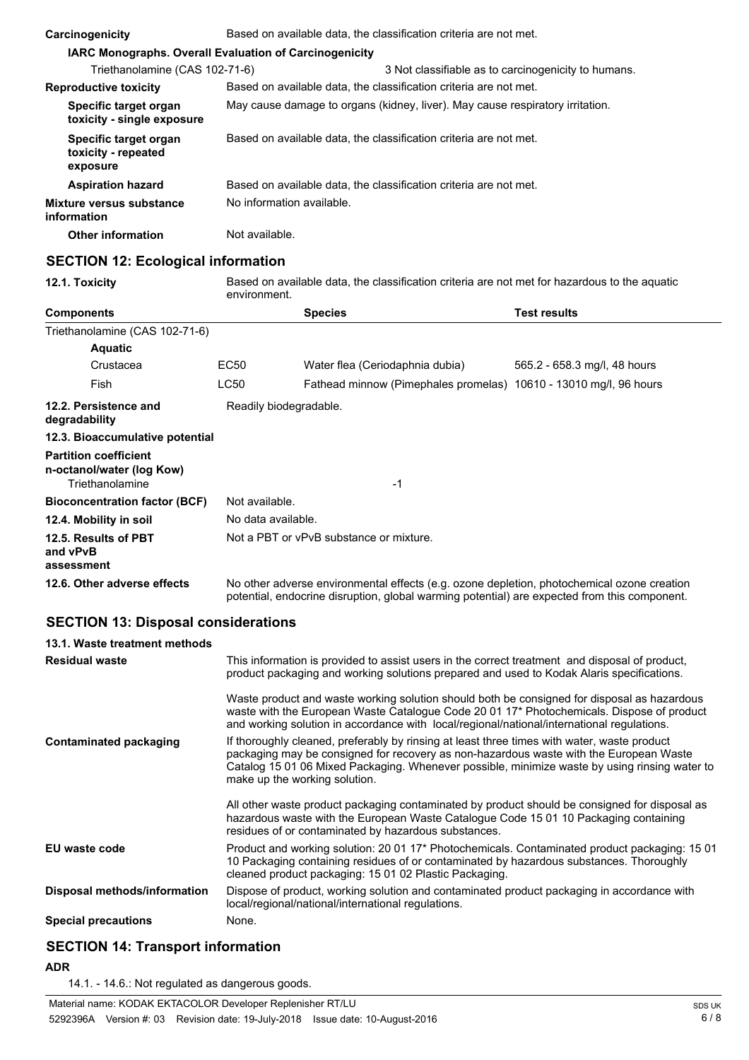**Carcinogenicity** Based on available data, the classification criteria are not met.

**IARC Monographs. Overall Evaluation of Carcinogenicity**

| | |
|---|---|
| Triethanolamine (CAS 102-71-6) | 3 Not classifiable as to carcinogenicity to humans. |
| **Reproductive toxicity** | Based on available data, the classification criteria are not met. |
| **Specific target organ toxicity - single exposure** | May cause damage to organs (kidney, liver). May cause respiratory irritation. |
| **Specific target organ toxicity - repeated exposure** | Based on available data, the classification criteria are not met. |
| **Aspiration hazard** | Based on available data, the classification criteria are not met. |
| **Mixture versus substance information** | No information available. |
| **Other information** | Not available. |

## SECTION 12: Ecological information

**12.1. Toxicity** Based on available data, the classification criteria are not met for hazardous to the aquatic environment.

| Components | | Species | Test results |
|---|---|---|---|
| Triethanolamine (CAS 102-71-6) | | | |
| **Aquatic** | | | |
| Crustacea | EC50 | Water flea (Ceriodaphnia dubia) | 565.2 - 658.3 mg/l, 48 hours |
| Fish | LC50 | Fathead minnow (Pimephales promelas) | 10610 - 13010 mg/l, 96 hours |

| | |
|---|---|
| **12.2. Persistence and degradability** | Readily biodegradable. |
| **12.3. Bioaccumulative potential** | |
| **Partition coefficient n-octanol/water (log Kow)** | |
| Triethanolamine | -1 |
| **Bioconcentration factor (BCF)** | Not available. |
| **12.4. Mobility in soil** | No data available. |
| **12.5. Results of PBT and vPvB assessment** | Not a PBT or vPvB substance or mixture. |
| **12.6. Other adverse effects** | No other adverse environmental effects (e.g. ozone depletion, photochemical ozone creation potential, endocrine disruption, global warming potential) are expected from this component. |

## SECTION 13: Disposal considerations

**13.1. Waste treatment methods**

**Residual waste**

This information is provided to assist users in the correct treatment and disposal of product, product packaging and working solutions prepared and used to Kodak Alaris specifications.

Waste product and waste working solution should both be consigned for disposal as hazardous waste with the European Waste Catalogue Code 20 01 17* Photochemicals. Dispose of product and working solution in accordance with local/regional/national/international regulations.

**Contaminated packaging**

If thoroughly cleaned, preferably by rinsing at least three times with water, waste product packaging may be consigned for recovery as non-hazardous waste with the European Waste Catalog 15 01 06 Mixed Packaging. Whenever possible, minimize waste by using rinsing water to make up the working solution.

All other waste product packaging contaminated by product should be consigned for disposal as hazardous waste with the European Waste Catalogue Code 15 01 10 Packaging containing residues of or contaminated by hazardous substances.

**EU waste code**

Product and working solution: 20 01 17* Photochemicals. Contaminated product packaging: 15 01 10 Packaging containing residues of or contaminated by hazardous substances. Thoroughly cleaned product packaging: 15 01 02 Plastic Packaging.

**Disposal methods/information**

Dispose of product, working solution and contaminated product packaging in accordance with local/regional/national/international regulations.

**Special precautions** None.

## SECTION 14: Transport information

**ADR**

14.1. - 14.6.: Not regulated as dangerous goods.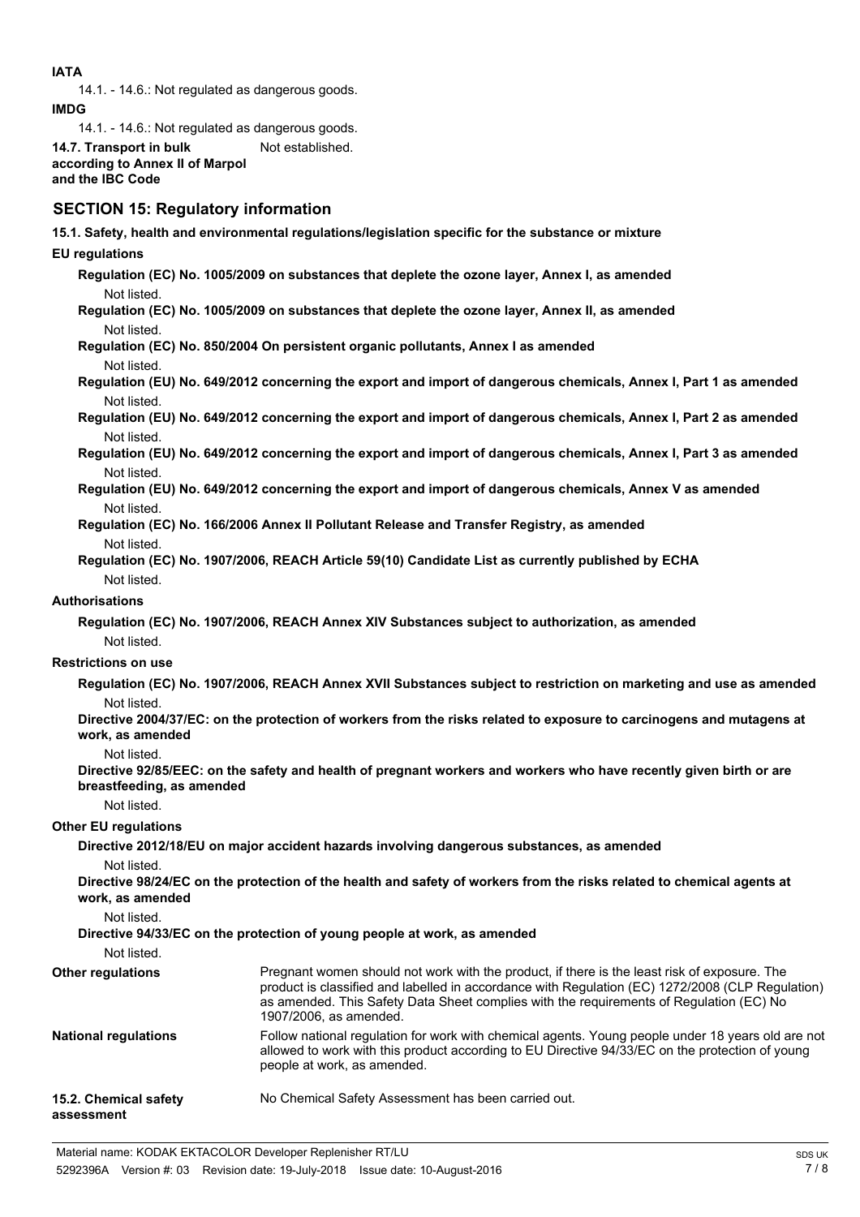**IATA**

14.1. - 14.6.: Not regulated as dangerous goods.

**IMDG**

14.1. - 14.6.: Not regulated as dangerous goods.

**14.7. Transport in bulk according to Annex II of Marpol and the IBC Code** Not established.

## SECTION 15: Regulatory information

**15.1. Safety, health and environmental regulations/legislation specific for the substance or mixture**

**EU regulations**

**Regulation (EC) No. 1005/2009 on substances that deplete the ozone layer, Annex I, as amended**

Not listed.

**Regulation (EC) No. 1005/2009 on substances that deplete the ozone layer, Annex II, as amended**

Not listed.

**Regulation (EC) No. 850/2004 On persistent organic pollutants, Annex I as amended**

Not listed.

**Regulation (EU) No. 649/2012 concerning the export and import of dangerous chemicals, Annex I, Part 1 as amended**

Not listed.

**Regulation (EU) No. 649/2012 concerning the export and import of dangerous chemicals, Annex I, Part 2 as amended**

Not listed.

**Regulation (EU) No. 649/2012 concerning the export and import of dangerous chemicals, Annex I, Part 3 as amended**

Not listed.

**Regulation (EU) No. 649/2012 concerning the export and import of dangerous chemicals, Annex V as amended**

Not listed.

**Regulation (EC) No. 166/2006 Annex II Pollutant Release and Transfer Registry, as amended**

Not listed.

**Regulation (EC) No. 1907/2006, REACH Article 59(10) Candidate List as currently published by ECHA**

Not listed.

**Authorisations**

**Regulation (EC) No. 1907/2006, REACH Annex XIV Substances subject to authorization, as amended**

Not listed.

**Restrictions on use**

**Regulation (EC) No. 1907/2006, REACH Annex XVII Substances subject to restriction on marketing and use as amended**

Not listed.

**Directive 2004/37/EC: on the protection of workers from the risks related to exposure to carcinogens and mutagens at work, as amended**

Not listed.

**Directive 92/85/EEC: on the safety and health of pregnant workers and workers who have recently given birth or are breastfeeding, as amended**

Not listed.

**Other EU regulations**

**Directive 2012/18/EU on major accident hazards involving dangerous substances, as amended**

Not listed.

**Directive 98/24/EC on the protection of the health and safety of workers from the risks related to chemical agents at work, as amended**

Not listed.

**Directive 94/33/EC on the protection of young people at work, as amended**

Not listed.

**Other regulations** Pregnant women should not work with the product, if there is the least risk of exposure. The product is classified and labelled in accordance with Regulation (EC) 1272/2008 (CLP Regulation) as amended. This Safety Data Sheet complies with the requirements of Regulation (EC) No 1907/2006, as amended.

**National regulations** Follow national regulation for work with chemical agents. Young people under 18 years old are not allowed to work with this product according to EU Directive 94/33/EC on the protection of young people at work, as amended.

**15.2. Chemical safety assessment** No Chemical Safety Assessment has been carried out.

Material name: KODAK EKTACOLOR Developer Replenisher RT/LU

5292396A Version #: 03 Revision date: 19-July-2018 Issue date: 10-August-2016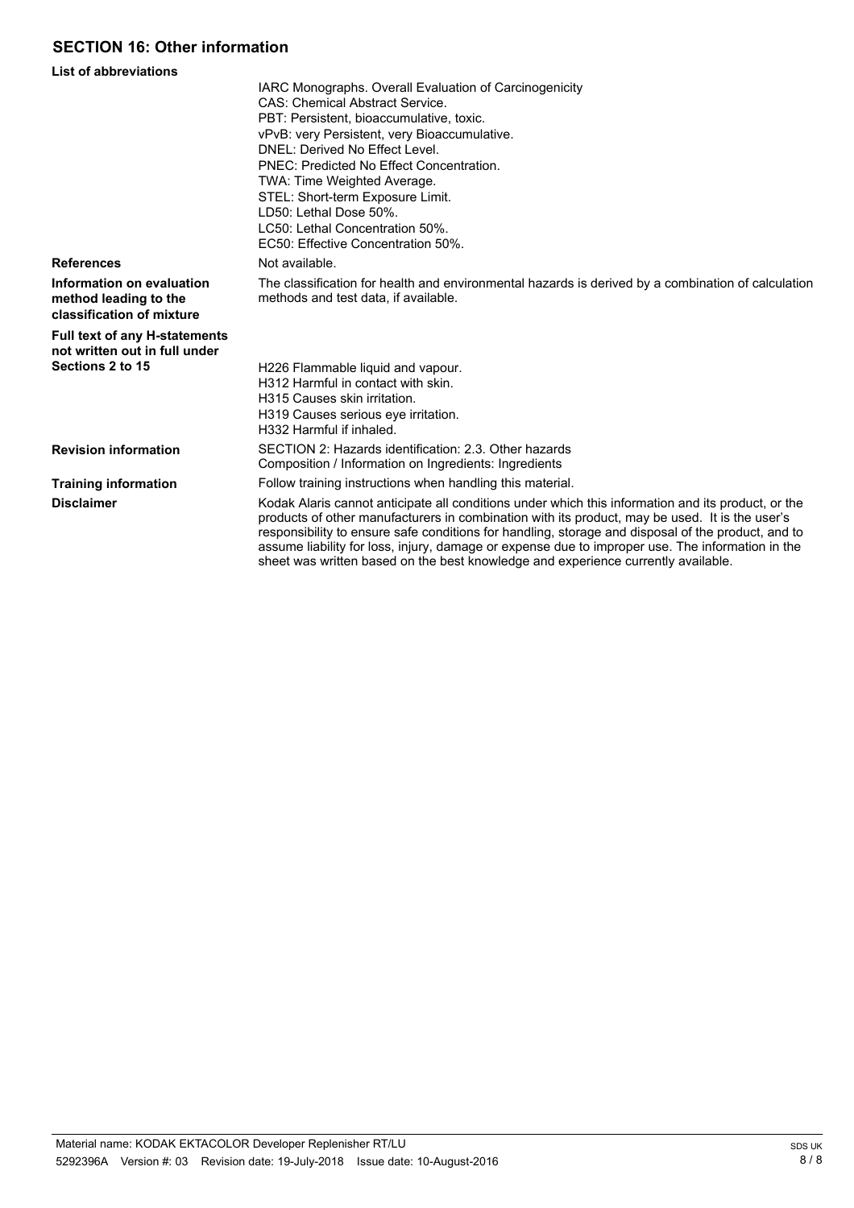## SECTION 16: Other information

**List of abbreviations**

IARC Monographs. Overall Evaluation of Carcinogenicity
CAS: Chemical Abstract Service.
PBT: Persistent, bioaccumulative, toxic.
vPvB: very Persistent, very Bioaccumulative.
DNEL: Derived No Effect Level.
PNEC: Predicted No Effect Concentration.
TWA: Time Weighted Average.
STEL: Short-term Exposure Limit.
LD50: Lethal Dose 50%.
LC50: Lethal Concentration 50%.
EC50: Effective Concentration 50%.

**References**

Not available.

**Information on evaluation method leading to the classification of mixture**

The classification for health and environmental hazards is derived by a combination of calculation methods and test data, if available.

**Full text of any H-statements not written out in full under Sections 2 to 15**

H226 Flammable liquid and vapour.
H312 Harmful in contact with skin.
H315 Causes skin irritation.
H319 Causes serious eye irritation.
H332 Harmful if inhaled.

**Revision information**

SECTION 2: Hazards identification: 2.3. Other hazards
Composition / Information on Ingredients: Ingredients

**Training information**

Follow training instructions when handling this material.

**Disclaimer**

Kodak Alaris cannot anticipate all conditions under which this information and its product, or the products of other manufacturers in combination with its product, may be used. It is the user's responsibility to ensure safe conditions for handling, storage and disposal of the product, and to assume liability for loss, injury, damage or expense due to improper use. The information in the sheet was written based on the best knowledge and experience currently available.

Material name: KODAK EKTACOLOR Developer Replenisher RT/LU
5292396A Version #: 03 Revision date: 19-July-2018 Issue date: 10-August-2016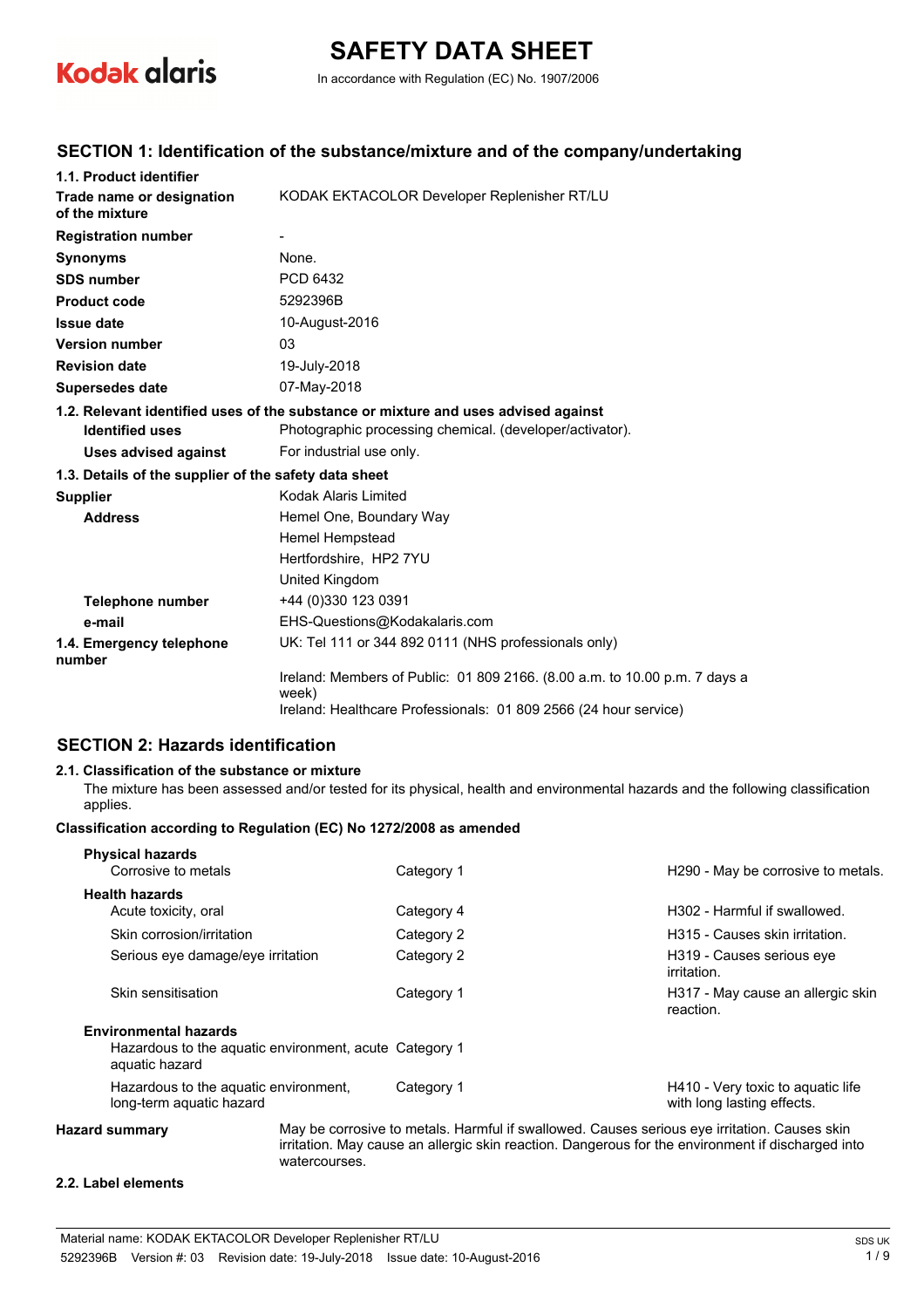Kodak alaris

# SAFETY DATA SHEET

In accordance with Regulation (EC) No. 1907/2006

## SECTION 1: Identification of the substance/mixture and of the company/undertaking

### 1.1. Product identifier

| | |
|---|---|
| **Trade name or designation of the mixture** | KODAK EKTACOLOR Developer Replenisher RT/LU |
| **Registration number** | - |
| **Synonyms** | None. |
| **SDS number** | PCD 6432 |
| **Product code** | 5292396B |
| **Issue date** | 10-August-2016 |
| **Version number** | 03 |
| **Revision date** | 19-July-2018 |
| **Supersedes date** | 07-May-2018 |

### 1.2. Relevant identified uses of the substance or mixture and uses advised against

| | |
|---|---|
| **Identified uses** | Photographic processing chemical. (developer/activator). |
| **Uses advised against** | For industrial use only. |

### 1.3. Details of the supplier of the safety data sheet

| | |
|---|---|
| **Supplier** | Kodak Alaris Limited |
| **Address** | Hemel One, Boundary Way<br>Hemel Hempstead<br>Hertfordshire, HP2 7YU<br>United Kingdom |
| **Telephone number** | +44 (0)330 123 0391 |
| **e-mail** | EHS-Questions@Kodakalaris.com |
| **1.4. Emergency telephone number** | UK: Tel 111 or 344 892 0111 (NHS professionals only)<br>Ireland: Members of Public: 01 809 2166. (8.00 a.m. to 10.00 p.m. 7 days a week)<br>Ireland: Healthcare Professionals: 01 809 2566 (24 hour service) |

## SECTION 2: Hazards identification

### 2.1. Classification of the substance or mixture

The mixture has been assessed and/or tested for its physical, health and environmental hazards and the following classification applies.

**Classification according to Regulation (EC) No 1272/2008 as amended**

| | | |
|---|---|---|
| **Physical hazards** | | |
| Corrosive to metals | Category 1 | H290 - May be corrosive to metals. |
| **Health hazards** | | |
| Acute toxicity, oral | Category 4 | H302 - Harmful if swallowed. |
| Skin corrosion/irritation | Category 2 | H315 - Causes skin irritation. |
| Serious eye damage/eye irritation | Category 2 | H319 - Causes serious eye irritation. |
| Skin sensitisation | Category 1 | H317 - May cause an allergic skin reaction. |
| **Environmental hazards** | | |
| Hazardous to the aquatic environment, acute aquatic hazard | Category 1 | |
| Hazardous to the aquatic environment, long-term aquatic hazard | Category 1 | H410 - Very toxic to aquatic life with long lasting effects. |

**Hazard summary** May be corrosive to metals. Harmful if swallowed. Causes serious eye irritation. Causes skin irritation. May cause an allergic skin reaction. Dangerous for the environment if discharged into watercourses.

### 2.2. Label elements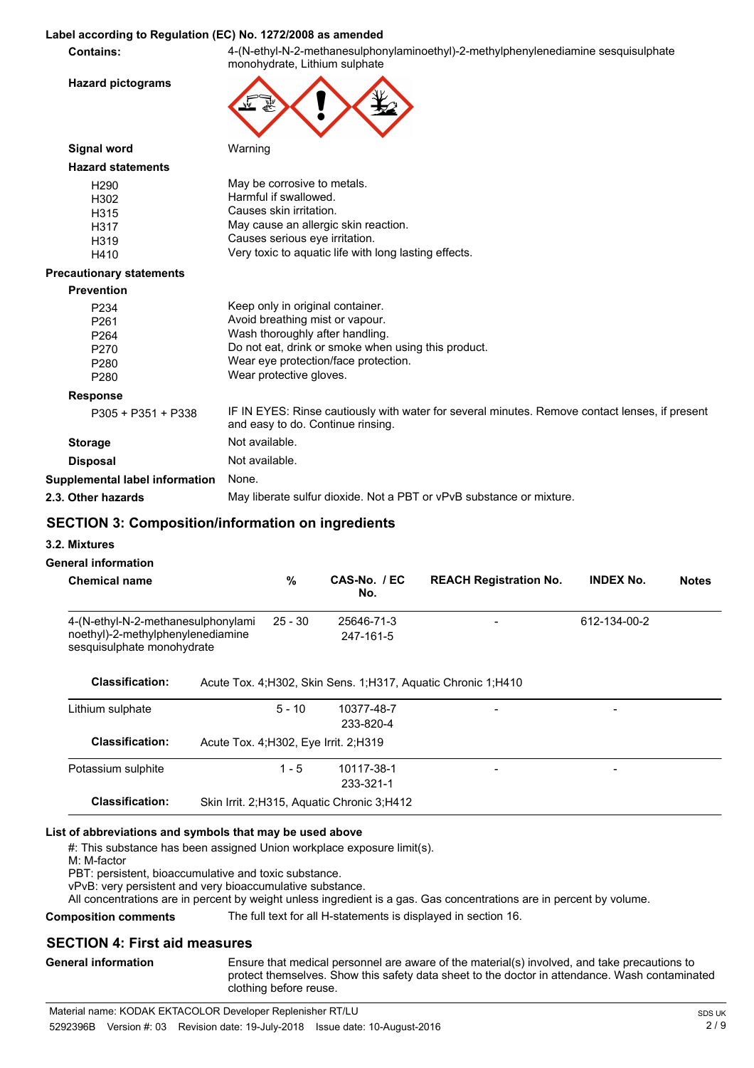**Label according to Regulation (EC) No. 1272/2008 as amended**

| | |
|---|---|
| **Contains:** | 4-(N-ethyl-N-2-methanesulphonylaminoethyl)-2-methylphenylenediamine sesquisulphate monohydrate, Lithium sulphate |
| **Hazard pictograms** | |
| **Signal word** | Warning |

**Hazard statements**

| | |
|---|---|
| H290 | May be corrosive to metals. |
| H302 | Harmful if swallowed. |
| H315 | Causes skin irritation. |
| H317 | May cause an allergic skin reaction. |
| H319 | Causes serious eye irritation. |
| H410 | Very toxic to aquatic life with long lasting effects. |

**Precautionary statements**

**Prevention**

| | |
|---|---|
| P234 | Keep only in original container. |
| P261 | Avoid breathing mist or vapour. |
| P264 | Wash thoroughly after handling. |
| P270 | Do not eat, drink or smoke when using this product. |
| P280 | Wear eye protection/face protection. |
| P280 | Wear protective gloves. |

**Response**

| | |
|---|---|
| P305 + P351 + P338 | IF IN EYES: Rinse cautiously with water for several minutes. Remove contact lenses, if present and easy to do. Continue rinsing. |

| | |
|---|---|
| **Storage** | Not available. |
| **Disposal** | Not available. |
| **Supplemental label information** | None. |
| **2.3. Other hazards** | May liberate sulfur dioxide. Not a PBT or vPvB substance or mixture. |

## SECTION 3: Composition/information on ingredients

### 3.2. Mixtures

**General information**

| Chemical name | % | CAS-No. / EC No. | REACH Registration No. | INDEX No. | Notes |
|---|---|---|---|---|---|
| 4-(N-ethyl-N-2-methanesulphonylaminoethyl)-2-methylphenylenediamine sesquisulphate monohydrate | 25 - 30 | 25646-71-3 247-161-5 | - | 612-134-00-2 | |
| **Classification:** | Acute Tox. 4;H302, Skin Sens. 1;H317, Aquatic Chronic 1;H410 | | | | |
| Lithium sulphate | 5 - 10 | 10377-48-7 233-820-4 | - | - | |
| **Classification:** | Acute Tox. 4;H302, Eye Irrit. 2;H319 | | | | |
| Potassium sulphite | 1 - 5 | 10117-38-1 233-321-1 | - | - | |
| **Classification:** | Skin Irrit. 2;H315, Aquatic Chronic 3;H412 | | | | |

**List of abbreviations and symbols that may be used above**

#: This substance has been assigned Union workplace exposure limit(s).
M: M-factor
PBT: persistent, bioaccumulative and toxic substance.
vPvB: very persistent and very bioaccumulative substance.
All concentrations are in percent by weight unless ingredient is a gas. Gas concentrations are in percent by volume.

**Composition comments** The full text for all H-statements is displayed in section 16.

## SECTION 4: First aid measures

**General information** Ensure that medical personnel are aware of the material(s) involved, and take precautions to protect themselves. Show this safety data sheet to the doctor in attendance. Wash contaminated clothing before reuse.

Material name: KODAK EKTACOLOR Developer Replenisher RT/LU
5292396B Version #: 03 Revision date: 19-July-2018 Issue date: 10-August-2016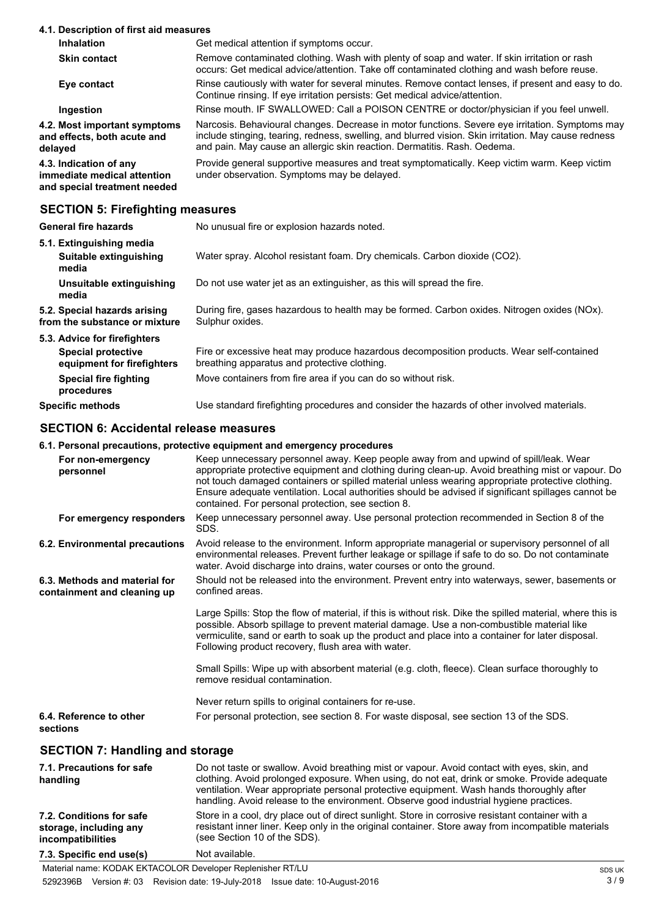#### 4.1. Description of first aid measures

| | |
|---|---|
| **Inhalation** | Get medical attention if symptoms occur. |
| **Skin contact** | Remove contaminated clothing. Wash with plenty of soap and water. If skin irritation or rash occurs: Get medical advice/attention. Take off contaminated clothing and wash before reuse. |
| **Eye contact** | Rinse cautiously with water for several minutes. Remove contact lenses, if present and easy to do. Continue rinsing. If eye irritation persists: Get medical advice/attention. |
| **Ingestion** | Rinse mouth. IF SWALLOWED: Call a POISON CENTRE or doctor/physician if you feel unwell. |
| **4.2. Most important symptoms and effects, both acute and delayed** | Narcosis. Behavioural changes. Decrease in motor functions. Severe eye irritation. Symptoms may include stinging, tearing, redness, swelling, and blurred vision. Skin irritation. May cause redness and pain. May cause an allergic skin reaction. Dermatitis. Rash. Oedema. |
| **4.3. Indication of any immediate medical attention and special treatment needed** | Provide general supportive measures and treat symptomatically. Keep victim warm. Keep victim under observation. Symptoms may be delayed. |

## SECTION 5: Firefighting measures

| | |
|---|---|
| **General fire hazards** | No unusual fire or explosion hazards noted. |
| **5.1. Extinguishing media** | |
| **Suitable extinguishing media** | Water spray. Alcohol resistant foam. Dry chemicals. Carbon dioxide ($CO_2$). |
| **Unsuitable extinguishing media** | Do not use water jet as an extinguisher, as this will spread the fire. |
| **5.2. Special hazards arising from the substance or mixture** | During fire, gases hazardous to health may be formed. Carbon oxides. Nitrogen oxides (NOx). Sulphur oxides. |
| **5.3. Advice for firefighters** | |
| **Special protective equipment for firefighters** | Fire or excessive heat may produce hazardous decomposition products. Wear self-contained breathing apparatus and protective clothing. |
| **Special fire fighting procedures** | Move containers from fire area if you can do so without risk. |
| **Specific methods** | Use standard firefighting procedures and consider the hazards of other involved materials. |

## SECTION 6: Accidental release measures

#### 6.1. Personal precautions, protective equipment and emergency procedures

| | |
|---|---|
| **For non-emergency personnel** | Keep unnecessary personnel away. Keep people away from and upwind of spill/leak. Wear appropriate protective equipment and clothing during clean-up. Avoid breathing mist or vapour. Do not touch damaged containers or spilled material unless wearing appropriate protective clothing. Ensure adequate ventilation. Local authorities should be advised if significant spillages cannot be contained. For personal protection, see section 8. |
| **For emergency responders** | Keep unnecessary personnel away. Use personal protection recommended in Section 8 of the SDS. |
| **6.2. Environmental precautions** | Avoid release to the environment. Inform appropriate managerial or supervisory personnel of all environmental releases. Prevent further leakage or spillage if safe to do so. Do not contaminate water. Avoid discharge into drains, water courses or onto the ground. |
| **6.3. Methods and material for containment and cleaning up** | Should not be released into the environment. Prevent entry into waterways, sewer, basements or confined areas.<br><br>Large Spills: Stop the flow of material, if this is without risk. Dike the spilled material, where this is possible. Absorb spillage to prevent material damage. Use a non-combustible material like vermiculite, sand or earth to soak up the product and place into a container for later disposal. Following product recovery, flush area with water.<br><br>Small Spills: Wipe up with absorbent material (e.g. cloth, fleece). Clean surface thoroughly to remove residual contamination.<br><br>Never return spills to original containers for re-use. |
| **6.4. Reference to other sections** | For personal protection, see section 8. For waste disposal, see section 13 of the SDS. |

## SECTION 7: Handling and storage

| | |
|---|---|
| **7.1. Precautions for safe handling** | Do not taste or swallow. Avoid breathing mist or vapour. Avoid contact with eyes, skin, and clothing. Avoid prolonged exposure. When using, do not eat, drink or smoke. Provide adequate ventilation. Wear appropriate personal protective equipment. Wash hands thoroughly after handling. Avoid release to the environment. Observe good industrial hygiene practices. |
| **7.2. Conditions for safe storage, including any incompatibilities** | Store in a cool, dry place out of direct sunlight. Store in corrosive resistant container with a resistant inner liner. Keep only in the original container. Store away from incompatible materials (see Section 10 of the SDS). |
| **7.3. Specific end use(s)** | Not available. |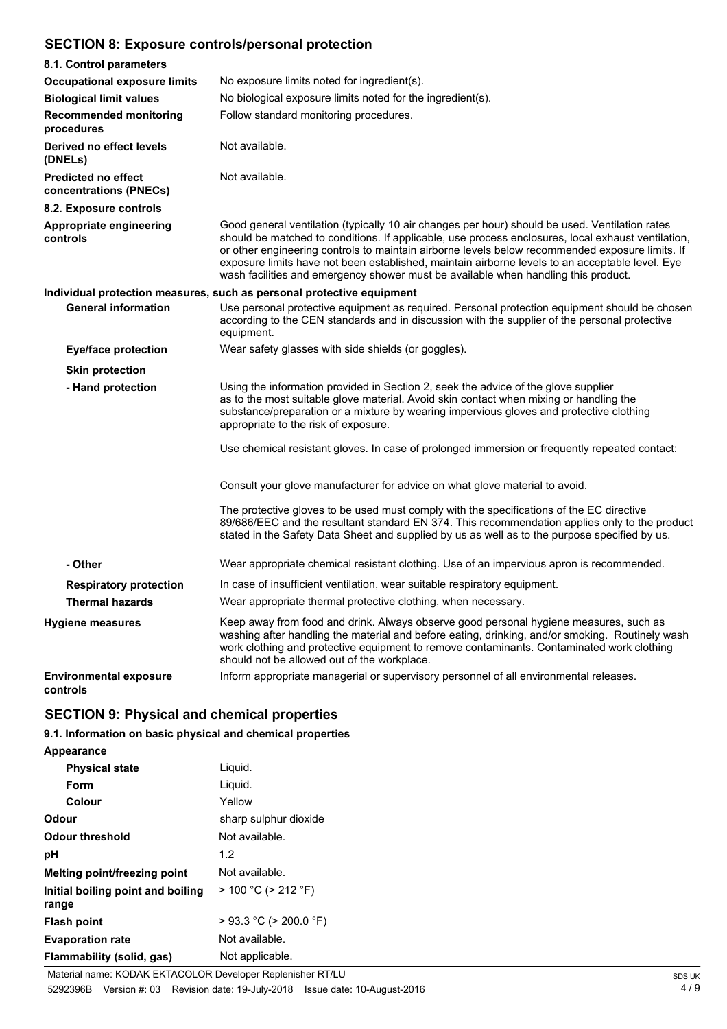## SECTION 8: Exposure controls/personal protection

### 8.1. Control parameters

| | |
|---|---|
| **Occupational exposure limits** | No exposure limits noted for ingredient(s). |
| **Biological limit values** | No biological exposure limits noted for the ingredient(s). |
| **Recommended monitoring procedures** | Follow standard monitoring procedures. |
| **Derived no effect levels (DNELs)** | Not available. |
| **Predicted no effect concentrations (PNECs)** | Not available. |

### 8.2. Exposure controls

| | |
|---|---|
| **Appropriate engineering controls** | Good general ventilation (typically 10 air changes per hour) should be used. Ventilation rates should be matched to conditions. If applicable, use process enclosures, local exhaust ventilation, or other engineering controls to maintain airborne levels below recommended exposure limits. If exposure limits have not been established, maintain airborne levels to an acceptable level. Eye wash facilities and emergency shower must be available when handling this product. |

**Individual protection measures, such as personal protective equipment**

| | |
|---|---|
| **General information** | Use personal protective equipment as required. Personal protection equipment should be chosen according to the CEN standards and in discussion with the supplier of the personal protective equipment. |
| **Eye/face protection** | Wear safety glasses with side shields (or goggles). |
| **Skin protection** | |
| **- Hand protection** | Using the information provided in Section 2, seek the advice of the glove supplier as to the most suitable glove material. Avoid skin contact when mixing or handling the substance/preparation or a mixture by wearing impervious gloves and protective clothing appropriate to the risk of exposure.<br><br>Use chemical resistant gloves. In case of prolonged immersion or frequently repeated contact:<br><br>Consult your glove manufacturer for advice on what glove material to avoid.<br><br>The protective gloves to be used must comply with the specifications of the EC directive 89/686/EEC and the resultant standard EN 374. This recommendation applies only to the product stated in the Safety Data Sheet and supplied by us as well as to the purpose specified by us. |
| **- Other** | Wear appropriate chemical resistant clothing. Use of an impervious apron is recommended. |
| **Respiratory protection** | In case of insufficient ventilation, wear suitable respiratory equipment. |
| **Thermal hazards** | Wear appropriate thermal protective clothing, when necessary. |
| **Hygiene measures** | Keep away from food and drink. Always observe good personal hygiene measures, such as washing after handling the material and before eating, drinking, and/or smoking. Routinely wash work clothing and protective equipment to remove contaminants. Contaminated work clothing should not be allowed out of the workplace. |
| **Environmental exposure controls** | Inform appropriate managerial or supervisory personnel of all environmental releases. |

## SECTION 9: Physical and chemical properties

### 9.1. Information on basic physical and chemical properties

| | |
|---|---|
| **Appearance** | |
| **Physical state** | Liquid. |
| **Form** | Liquid. |
| **Colour** | Yellow |
| **Odour** | sharp sulphur dioxide |
| **Odour threshold** | Not available. |
| **pH** | 1.2 |
| **Melting point/freezing point** | Not available. |
| **Initial boiling point and boiling range** | > 100 °C (> 212 °F) |
| **Flash point** | > 93.3 °C (> 200.0 °F) |
| **Evaporation rate** | Not available. |
| **Flammability (solid, gas)** | Not applicable. |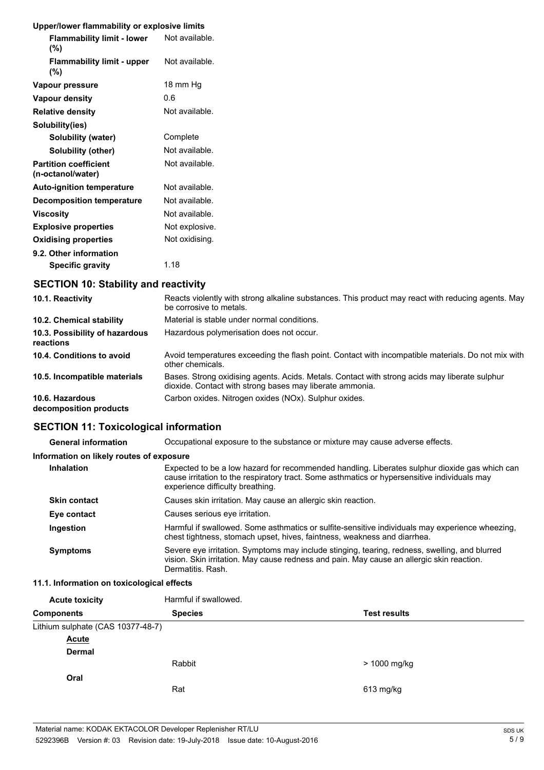**Upper/lower flammability or explosive limits**

| | |
|---|---|
| **Flammability limit - lower (%)** | Not available. |
| **Flammability limit - upper (%)** | Not available. |
| **Vapour pressure** | 18 mm Hg |
| **Vapour density** | 0.6 |
| **Relative density** | Not available. |
| **Solubility(ies)** | |
| **Solubility (water)** | Complete |
| **Solubility (other)** | Not available. |
| **Partition coefficient (n-octanol/water)** | Not available. |
| **Auto-ignition temperature** | Not available. |
| **Decomposition temperature** | Not available. |
| **Viscosity** | Not available. |
| **Explosive properties** | Not explosive. |
| **Oxidising properties** | Not oxidising. |
| **9.2. Other information** | |
| **Specific gravity** | 1.18 |

## SECTION 10: Stability and reactivity

| | |
|---|---|
| **10.1. Reactivity** | Reacts violently with strong alkaline substances. This product may react with reducing agents. May be corrosive to metals. |
| **10.2. Chemical stability** | Material is stable under normal conditions. |
| **10.3. Possibility of hazardous reactions** | Hazardous polymerisation does not occur. |
| **10.4. Conditions to avoid** | Avoid temperatures exceeding the flash point. Contact with incompatible materials. Do not mix with other chemicals. |
| **10.5. Incompatible materials** | Bases. Strong oxidising agents. Acids. Metals. Contact with strong acids may liberate sulphur dioxide. Contact with strong bases may liberate ammonia. |
| **10.6. Hazardous decomposition products** | Carbon oxides. Nitrogen oxides (NOx). Sulphur oxides. |

## SECTION 11: Toxicological information

| | |
|---|---|
| **General information** | Occupational exposure to the substance or mixture may cause adverse effects. |

**Information on likely routes of exposure**

| | |
|---|---|
| **Inhalation** | Expected to be a low hazard for recommended handling. Liberates sulphur dioxide gas which can cause irritation to the respiratory tract. Some asthmatics or hypersensitive individuals may experience difficulty breathing. |
| **Skin contact** | Causes skin irritation. May cause an allergic skin reaction. |
| **Eye contact** | Causes serious eye irritation. |
| **Ingestion** | Harmful if swallowed. Some asthmatics or sulfite-sensitive individuals may experience wheezing, chest tightness, stomach upset, hives, faintness, weakness and diarrhea. |
| **Symptoms** | Severe eye irritation. Symptoms may include stinging, tearing, redness, swelling, and blurred vision. Skin irritation. May cause redness and pain. May cause an allergic skin reaction. Dermatitis. Rash. |

**11.1. Information on toxicological effects**

**Acute toxicity** Harmful if swallowed.

| Components | Species | Test results |
|---|---|---|
| Lithium sulphate (CAS 10377-48-7) | | |
| Acute | | |
| Dermal | | |
| | Rabbit | > 1000 mg/kg |
| Oral | | |
| | Rat | 613 mg/kg |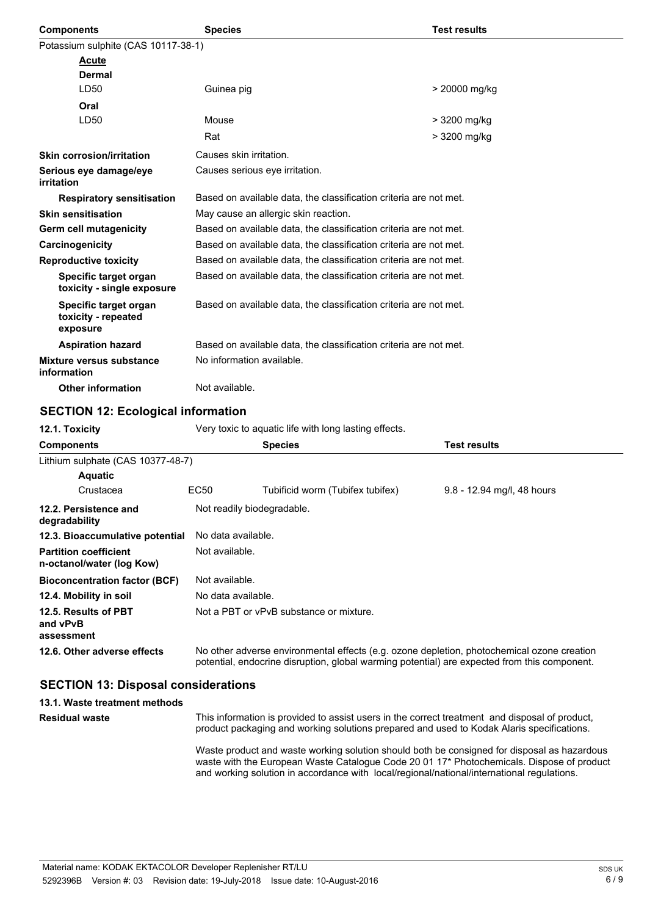| Components | Species | Test results |
|---|---|---|
| Potassium sulphite (CAS 10117-38-1) | | |
| **Acute** | | |
| **Dermal** | | |
| LD50 | Guinea pig | > 20000 mg/kg |
| **Oral** | | |
| LD50 | Mouse | > 3200 mg/kg |
| | Rat | > 3200 mg/kg |

| | |
|---|---|
| **Skin corrosion/irritation** | Causes skin irritation. |
| **Serious eye damage/eye irritation** | Causes serious eye irritation. |
| **Respiratory sensitisation** | Based on available data, the classification criteria are not met. |
| **Skin sensitisation** | May cause an allergic skin reaction. |
| **Germ cell mutagenicity** | Based on available data, the classification criteria are not met. |
| **Carcinogenicity** | Based on available data, the classification criteria are not met. |
| **Reproductive toxicity** | Based on available data, the classification criteria are not met. |
| **Specific target organ toxicity - single exposure** | Based on available data, the classification criteria are not met. |
| **Specific target organ toxicity - repeated exposure** | Based on available data, the classification criteria are not met. |
| **Aspiration hazard** | Based on available data, the classification criteria are not met. |
| **Mixture versus substance information** | No information available. |
| **Other information** | Not available. |

## SECTION 12: Ecological information

**12.1. Toxicity** Very toxic to aquatic life with long lasting effects.

| Components | | Species | Test results |
|---|---|---|---|
| Lithium sulphate (CAS 10377-48-7) | | | |
| **Aquatic** | | | |
| Crustacea | EC50 | Tubificid worm (Tubifex tubifex) | 9.8 - 12.94 mg/l, 48 hours |

| | |
|---|---|
| **12.2. Persistence and degradability** | Not readily biodegradable. |
| **12.3. Bioaccumulative potential** | No data available. |
| **Partition coefficient n-octanol/water (log Kow)** | Not available. |
| **Bioconcentration factor (BCF)** | Not available. |
| **12.4. Mobility in soil** | No data available. |
| **12.5. Results of PBT and vPvB assessment** | Not a PBT or vPvB substance or mixture. |
| **12.6. Other adverse effects** | No other adverse environmental effects (e.g. ozone depletion, photochemical ozone creation potential, endocrine disruption, global warming potential) are expected from this component. |

## SECTION 13: Disposal considerations

**13.1. Waste treatment methods**

**Residual waste**

This information is provided to assist users in the correct treatment and disposal of product, product packaging and working solutions prepared and used to Kodak Alaris specifications.

Waste product and waste working solution should both be consigned for disposal as hazardous waste with the European Waste Catalogue Code 20 01 17* Photochemicals. Dispose of product and working solution in accordance with local/regional/national/international regulations.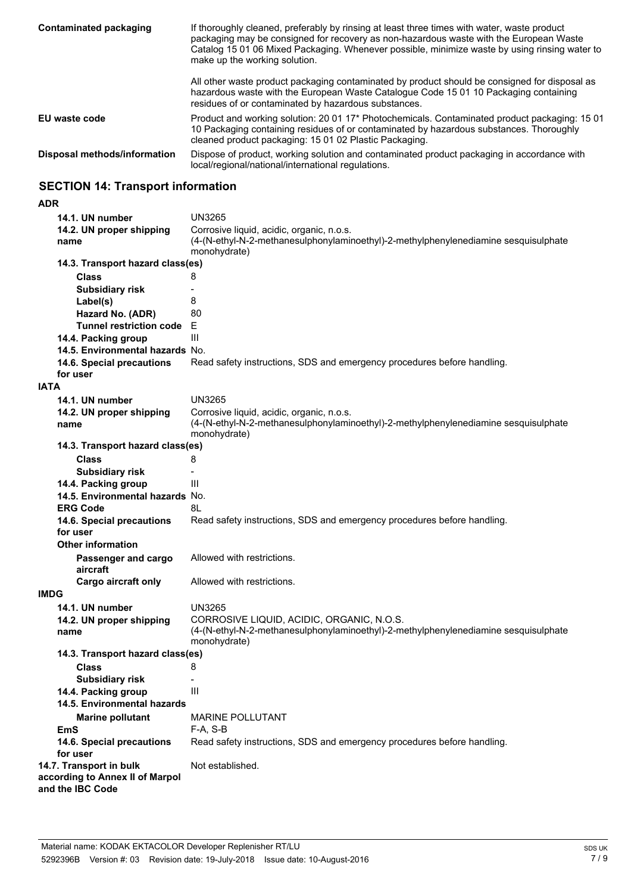| | |
|---|---|
| **Contaminated packaging** | If thoroughly cleaned, preferably by rinsing at least three times with water, waste product packaging may be consigned for recovery as non-hazardous waste with the European Waste Catalog 15 01 06 Mixed Packaging. Whenever possible, minimize waste by using rinsing water to make up the working solution.<br><br>All other waste product packaging contaminated by product should be consigned for disposal as hazardous waste with the European Waste Catalogue Code 15 01 10 Packaging containing residues of or contaminated by hazardous substances. |
| **EU waste code** | Product and working solution: 20 01 17* Photochemicals. Contaminated product packaging: 15 01 10 Packaging containing residues of or contaminated by hazardous substances. Thoroughly cleaned product packaging: 15 01 02 Plastic Packaging. |
| **Disposal methods/information** | Dispose of product, working solution and contaminated product packaging in accordance with local/regional/national/international regulations. |

## SECTION 14: Transport information

**ADR**

| | |
|---|---|
| **14.1. UN number** | UN3265 |
| **14.2. UN proper shipping name** | Corrosive liquid, acidic, organic, n.o.s. (4-(N-ethyl-N-2-methanesulphonylaminoethyl)-2-methylphenylenediamine sesquisulphate monohydrate) |
| **14.3. Transport hazard class(es)** | |
| **Class** | 8 |
| **Subsidiary risk** | - |
| **Label(s)** | 8 |
| **Hazard No. (ADR)** | 80 |
| **Tunnel restriction code** | E |
| **14.4. Packing group** | III |
| **14.5. Environmental hazards** | No. |
| **14.6. Special precautions for user** | Read safety instructions, SDS and emergency procedures before handling. |

**IATA**

| | |
|---|---|
| **14.1. UN number** | UN3265 |
| **14.2. UN proper shipping name** | Corrosive liquid, acidic, organic, n.o.s. (4-(N-ethyl-N-2-methanesulphonylaminoethyl)-2-methylphenylenediamine sesquisulphate monohydrate) |
| **14.3. Transport hazard class(es)** | |
| **Class** | 8 |
| **Subsidiary risk** | - |
| **14.4. Packing group** | III |
| **14.5. Environmental hazards** | No. |
| **ERG Code** | 8L |
| **14.6. Special precautions for user** | Read safety instructions, SDS and emergency procedures before handling. |
| **Other information** | |
| **Passenger and cargo aircraft** | Allowed with restrictions. |
| **Cargo aircraft only** | Allowed with restrictions. |

**IMDG**

| | |
|---|---|
| **14.1. UN number** | UN3265 |
| **14.2. UN proper shipping name** | CORROSIVE LIQUID, ACIDIC, ORGANIC, N.O.S. (4-(N-ethyl-N-2-methanesulphonylaminoethyl)-2-methylphenylenediamine sesquisulphate monohydrate) |
| **14.3. Transport hazard class(es)** | |
| **Class** | 8 |
| **Subsidiary risk** | - |
| **14.4. Packing group** | III |
| **14.5. Environmental hazards** | |
| **Marine pollutant** | MARINE POLLUTANT |
| **EmS** | F-A, S-B |
| **14.6. Special precautions for user** | Read safety instructions, SDS and emergency procedures before handling. |
| **14.7. Transport in bulk according to Annex II of Marpol and the IBC Code** | Not established. |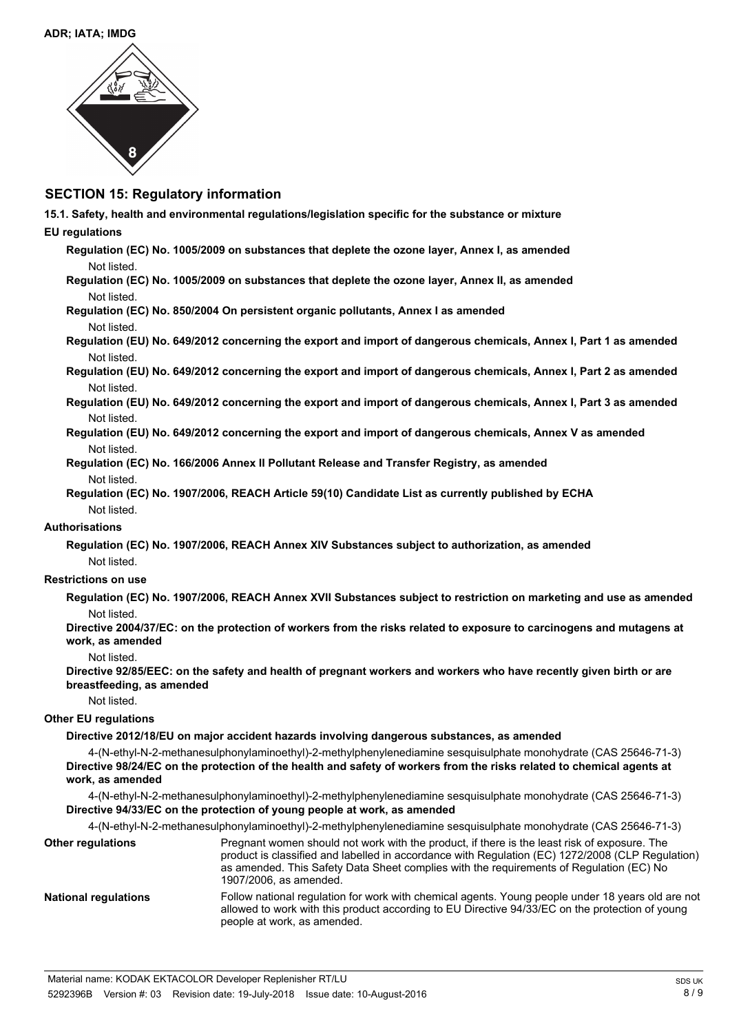**ADR; IATA; IMDG**

## SECTION 15: Regulatory information

**15.1. Safety, health and environmental regulations/legislation specific for the substance or mixture**

**EU regulations**

**Regulation (EC) No. 1005/2009 on substances that deplete the ozone layer, Annex I, as amended**

Not listed.

**Regulation (EC) No. 1005/2009 on substances that deplete the ozone layer, Annex II, as amended**

Not listed.

**Regulation (EC) No. 850/2004 On persistent organic pollutants, Annex I as amended**

Not listed.

**Regulation (EU) No. 649/2012 concerning the export and import of dangerous chemicals, Annex I, Part 1 as amended**

Not listed.

**Regulation (EU) No. 649/2012 concerning the export and import of dangerous chemicals, Annex I, Part 2 as amended**

Not listed.

**Regulation (EU) No. 649/2012 concerning the export and import of dangerous chemicals, Annex I, Part 3 as amended**

Not listed.

**Regulation (EU) No. 649/2012 concerning the export and import of dangerous chemicals, Annex V as amended**

Not listed.

**Regulation (EC) No. 166/2006 Annex II Pollutant Release and Transfer Registry, as amended**

Not listed.

**Regulation (EC) No. 1907/2006, REACH Article 59(10) Candidate List as currently published by ECHA**

Not listed.

**Authorisations**

**Regulation (EC) No. 1907/2006, REACH Annex XIV Substances subject to authorization, as amended**

Not listed.

**Restrictions on use**

**Regulation (EC) No. 1907/2006, REACH Annex XVII Substances subject to restriction on marketing and use as amended**

Not listed.

**Directive 2004/37/EC: on the protection of workers from the risks related to exposure to carcinogens and mutagens at work, as amended**

Not listed.

**Directive 92/85/EEC: on the safety and health of pregnant workers and workers who have recently given birth or are breastfeeding, as amended**

Not listed.

**Other EU regulations**

**Directive 2012/18/EU on major accident hazards involving dangerous substances, as amended**

4-(N-ethyl-N-2-methanesulphonylaminoethyl)-2-methylphenylenediamine sesquisulphate monohydrate (CAS 25646-71-3)

**Directive 98/24/EC on the protection of the health and safety of workers from the risks related to chemical agents at work, as amended**

4-(N-ethyl-N-2-methanesulphonylaminoethyl)-2-methylphenylenediamine sesquisulphate monohydrate (CAS 25646-71-3)

**Directive 94/33/EC on the protection of young people at work, as amended**

4-(N-ethyl-N-2-methanesulphonylaminoethyl)-2-methylphenylenediamine sesquisulphate monohydrate (CAS 25646-71-3)

**Other regulations**

Pregnant women should not work with the product, if there is the least risk of exposure. The product is classified and labelled in accordance with Regulation (EC) 1272/2008 (CLP Regulation) as amended. This Safety Data Sheet complies with the requirements of Regulation (EC) No 1907/2006, as amended.

**National regulations**

Follow national regulation for work with chemical agents. Young people under 18 years old are not allowed to work with this product according to EU Directive 94/33/EC on the protection of young people at work, as amended.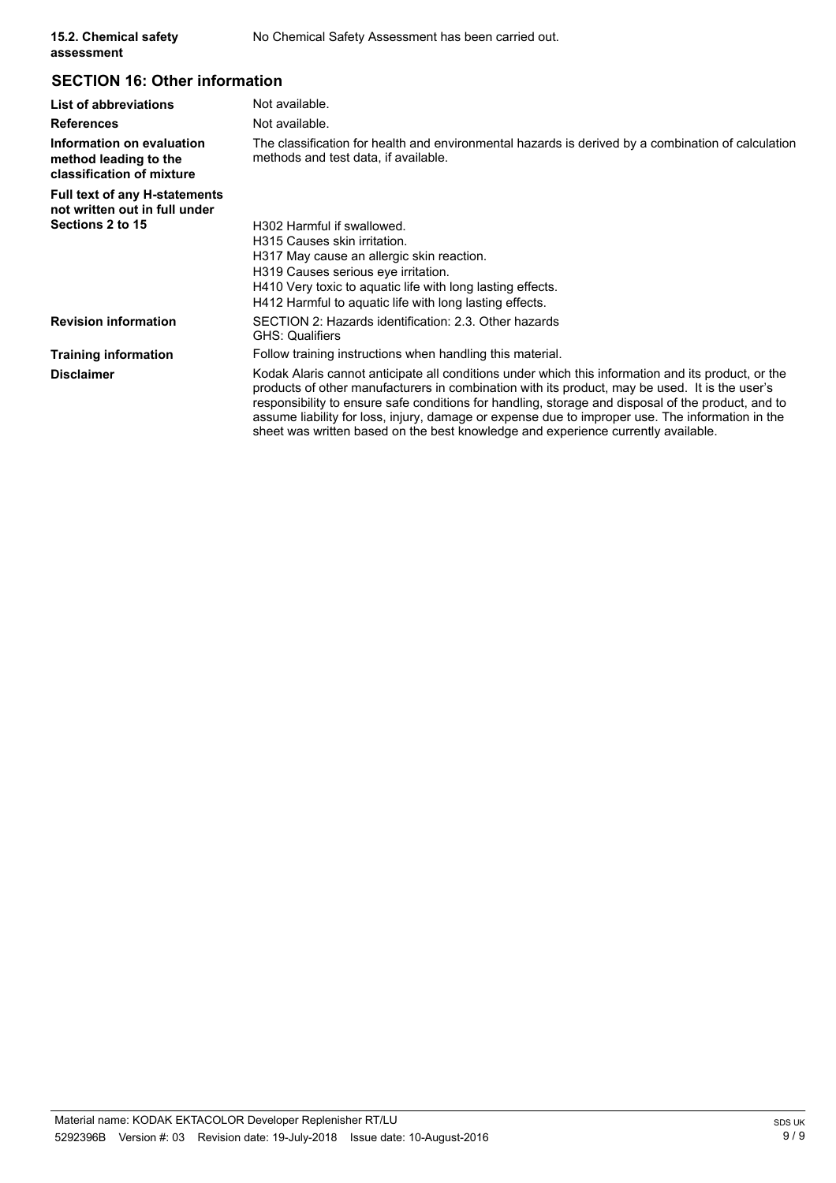| | |
|---|---|
| **15.2. Chemical safety assessment** | No Chemical Safety Assessment has been carried out. |

## SECTION 16: Other information

| | |
|---|---|
| **List of abbreviations** | Not available. |
| **References** | Not available. |
| **Information on evaluation method leading to the classification of mixture** | The classification for health and environmental hazards is derived by a combination of calculation methods and test data, if available. |
| **Full text of any H-statements not written out in full under Sections 2 to 15** | H302 Harmful if swallowed.<br>H315 Causes skin irritation.<br>H317 May cause an allergic skin reaction.<br>H319 Causes serious eye irritation.<br>H410 Very toxic to aquatic life with long lasting effects.<br>H412 Harmful to aquatic life with long lasting effects. |
| **Revision information** | SECTION 2: Hazards identification: 2.3. Other hazards<br>GHS: Qualifiers |
| **Training information** | Follow training instructions when handling this material. |
| **Disclaimer** | Kodak Alaris cannot anticipate all conditions under which this information and its product, or the products of other manufacturers in combination with its product, may be used. It is the user's responsibility to ensure safe conditions for handling, storage and disposal of the product, and to assume liability for loss, injury, damage or expense due to improper use. The information in the sheet was written based on the best knowledge and experience currently available. |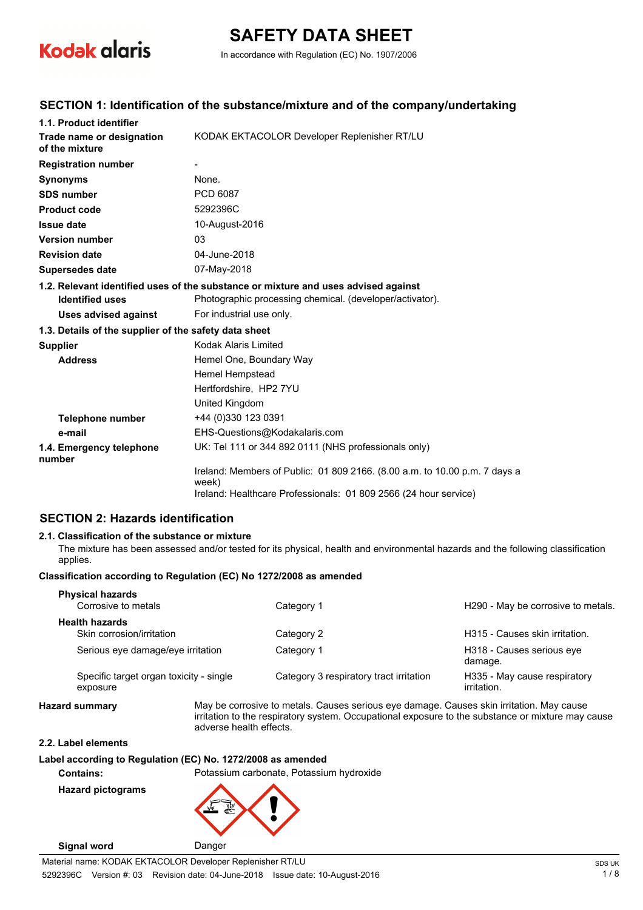# SAFETY DATA SHEET

In accordance with Regulation (EC) No. 1907/2006

## SECTION 1: Identification of the substance/mixture and of the company/undertaking

**1.1. Product identifier**

| | |
|---|---|
| **Trade name or designation of the mixture** | KODAK EKTACOLOR Developer Replenisher RT/LU |
| **Registration number** | - |
| **Synonyms** | None. |
| **SDS number** | PCD 6087 |
| **Product code** | 5292396C |
| **Issue date** | 10-August-2016 |
| **Version number** | 03 |
| **Revision date** | 04-June-2018 |
| **Supersedes date** | 07-May-2018 |

**1.2. Relevant identified uses of the substance or mixture and uses advised against**

| | |
|---|---|
| **Identified uses** | Photographic processing chemical. (developer/activator). |
| **Uses advised against** | For industrial use only. |

**1.3. Details of the supplier of the safety data sheet**

| | |
|---|---|
| **Supplier** | Kodak Alaris Limited |
| **Address** | Hemel One, Boundary Way<br>Hemel Hempstead<br>Hertfordshire, HP2 7YU<br>United Kingdom |
| **Telephone number** | +44 (0)330 123 0391 |
| **e-mail** | EHS-Questions@Kodakalaris.com |
| **1.4. Emergency telephone number** | UK: Tel 111 or 344 892 0111 (NHS professionals only)<br>Ireland: Members of Public: 01 809 2166. (8.00 a.m. to 10.00 p.m. 7 days a week)<br>Ireland: Healthcare Professionals: 01 809 2566 (24 hour service) |

## SECTION 2: Hazards identification

**2.1. Classification of the substance or mixture**

The mixture has been assessed and/or tested for its physical, health and environmental hazards and the following classification applies.

**Classification according to Regulation (EC) No 1272/2008 as amended**

| | | |
|---|---|---|
| **Physical hazards** | | |
| Corrosive to metals | Category 1 | H290 - May be corrosive to metals. |
| **Health hazards** | | |
| Skin corrosion/irritation | Category 2 | H315 - Causes skin irritation. |
| Serious eye damage/eye irritation | Category 1 | H318 - Causes serious eye damage. |
| Specific target organ toxicity - single exposure | Category 3 respiratory tract irritation | H335 - May cause respiratory irritation. |

**Hazard summary** May be corrosive to metals. Causes serious eye damage. Causes skin irritation. May cause irritation to the respiratory system. Occupational exposure to the substance or mixture may cause adverse health effects.

**2.2. Label elements**

**Label according to Regulation (EC) No. 1272/2008 as amended**

**Contains:** Potassium carbonate, Potassium hydroxide

**Hazard pictograms**

**Signal word** Danger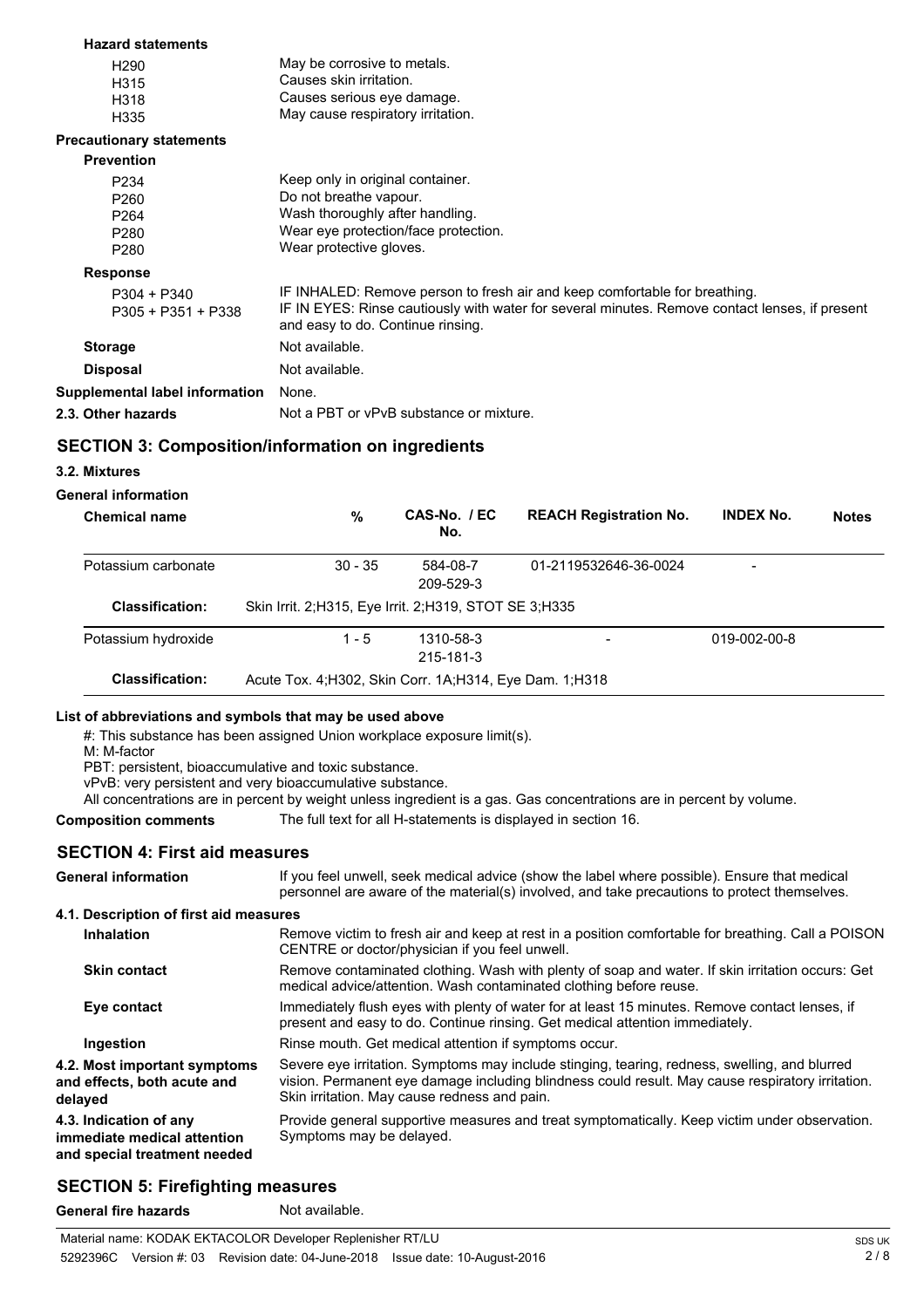**Hazard statements**

| | |
|---|---|
| H290 | May be corrosive to metals. |
| H315 | Causes skin irritation. |
| H318 | Causes serious eye damage. |
| H335 | May cause respiratory irritation. |

**Precautionary statements**

**Prevention**

| | |
|---|---|
| P234 | Keep only in original container. |
| P260 | Do not breathe vapour. |
| P264 | Wash thoroughly after handling. |
| P280 | Wear eye protection/face protection. |
| P280 | Wear protective gloves. |

**Response**

| | |
|---|---|
| P304 + P340 | IF INHALED: Remove person to fresh air and keep comfortable for breathing. |
| P305 + P351 + P338 | IF IN EYES: Rinse cautiously with water for several minutes. Remove contact lenses, if present and easy to do. Continue rinsing. |

| | |
|---|---|
| **Storage** | Not available. |
| **Disposal** | Not available. |
| **Supplemental label information** | None. |
| **2.3. Other hazards** | Not a PBT or vPvB substance or mixture. |

## SECTION 3: Composition/information on ingredients

**3.2. Mixtures**

**General information**

| Chemical name | % | CAS-No. / EC No. | REACH Registration No. | INDEX No. | Notes |
|---|---|---|---|---|---|
| Potassium carbonate | 30 - 35 | 584-08-7 209-529-3 | 01-2119532646-36-0024 | - | |
| **Classification:** | Skin Irrit. 2;H315, Eye Irrit. 2;H319, STOT SE 3;H335 | | | | |
| Potassium hydroxide | 1 - 5 | 1310-58-3 215-181-3 | - | 019-002-00-8 | |
| **Classification:** | Acute Tox. 4;H302, Skin Corr. 1A;H314, Eye Dam. 1;H318 | | | | |

**List of abbreviations and symbols that may be used above**

#: This substance has been assigned Union workplace exposure limit(s).
M: M-factor
PBT: persistent, bioaccumulative and toxic substance.
vPvB: very persistent and very bioaccumulative substance.
All concentrations are in percent by weight unless ingredient is a gas. Gas concentrations are in percent by volume.

**Composition comments** The full text for all H-statements is displayed in section 16.

## SECTION 4: First aid measures

**General information** If you feel unwell, seek medical advice (show the label where possible). Ensure that medical personnel are aware of the material(s) involved, and take precautions to protect themselves.

**4.1. Description of first aid measures**

| | |
|---|---|
| **Inhalation** | Remove victim to fresh air and keep at rest in a position comfortable for breathing. Call a POISON CENTRE or doctor/physician if you feel unwell. |
| **Skin contact** | Remove contaminated clothing. Wash with plenty of soap and water. If skin irritation occurs: Get medical advice/attention. Wash contaminated clothing before reuse. |
| **Eye contact** | Immediately flush eyes with plenty of water for at least 15 minutes. Remove contact lenses, if present and easy to do. Continue rinsing. Get medical attention immediately. |
| **Ingestion** | Rinse mouth. Get medical attention if symptoms occur. |
| **4.2. Most important symptoms and effects, both acute and delayed** | Severe eye irritation. Symptoms may include stinging, tearing, redness, swelling, and blurred vision. Permanent eye damage including blindness could result. May cause respiratory irritation. Skin irritation. May cause redness and pain. |
| **4.3. Indication of any immediate medical attention and special treatment needed** | Provide general supportive measures and treat symptomatically. Keep victim under observation. Symptoms may be delayed. |

## SECTION 5: Firefighting measures

**General fire hazards** Not available.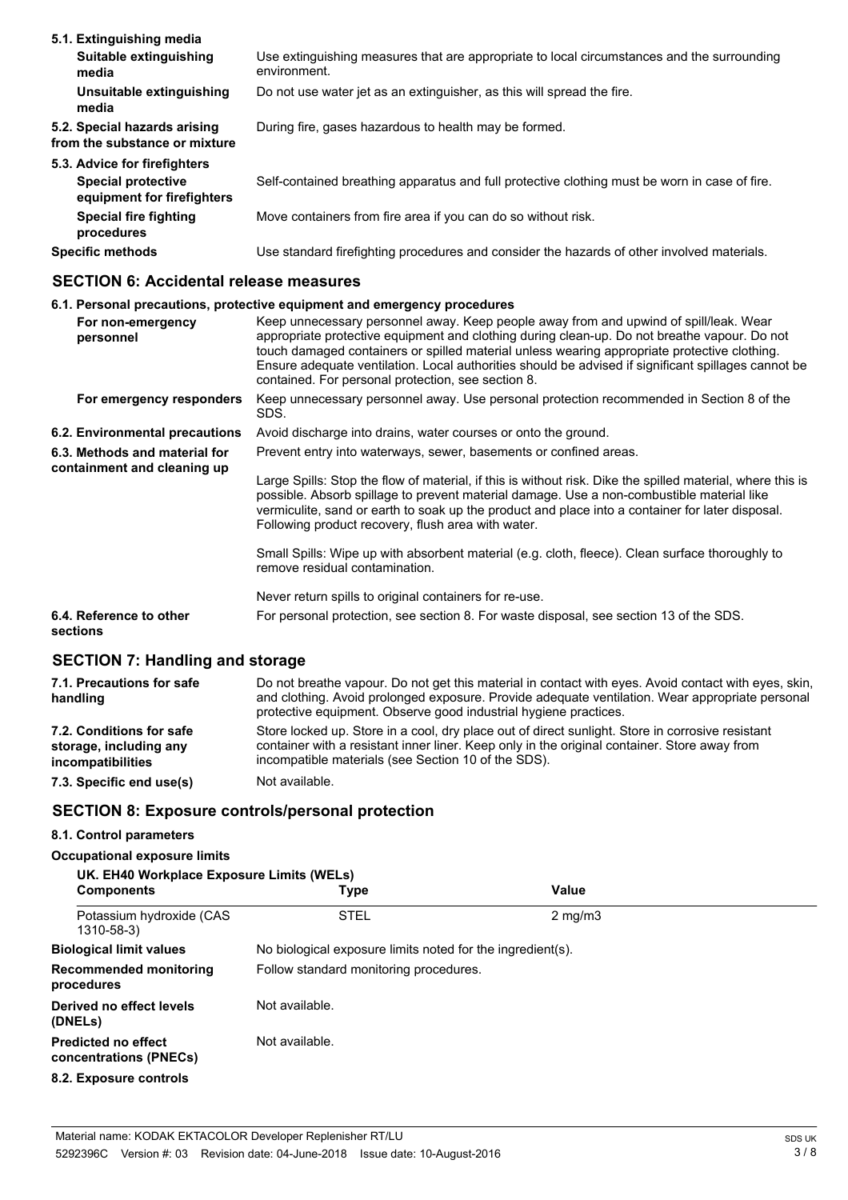**5.1. Extinguishing media**

| | |
|---|---|
| **Suitable extinguishing media** | Use extinguishing measures that are appropriate to local circumstances and the surrounding environment. |
| **Unsuitable extinguishing media** | Do not use water jet as an extinguisher, as this will spread the fire. |
| **5.2. Special hazards arising from the substance or mixture** | During fire, gases hazardous to health may be formed. |

**5.3. Advice for firefighters**

| | |
|---|---|
| **Special protective equipment for firefighters** | Self-contained breathing apparatus and full protective clothing must be worn in case of fire. |
| **Special fire fighting procedures** | Move containers from fire area if you can do so without risk. |
| **Specific methods** | Use standard firefighting procedures and consider the hazards of other involved materials. |

## SECTION 6: Accidental release measures

**6.1. Personal precautions, protective equipment and emergency procedures**

| | |
|---|---|
| **For non-emergency personnel** | Keep unnecessary personnel away. Keep people away from and upwind of spill/leak. Wear appropriate protective equipment and clothing during clean-up. Do not breathe vapour. Do not touch damaged containers or spilled material unless wearing appropriate protective clothing. Ensure adequate ventilation. Local authorities should be advised if significant spillages cannot be contained. For personal protection, see section 8. |
| **For emergency responders** | Keep unnecessary personnel away. Use personal protection recommended in Section 8 of the SDS. |
| **6.2. Environmental precautions** | Avoid discharge into drains, water courses or onto the ground. |
| **6.3. Methods and material for containment and cleaning up** | Prevent entry into waterways, sewer, basements or confined areas.<br><br>Large Spills: Stop the flow of material, if this is without risk. Dike the spilled material, where this is possible. Absorb spillage to prevent material damage. Use a non-combustible material like vermiculite, sand or earth to soak up the product and place into a container for later disposal. Following product recovery, flush area with water.<br><br>Small Spills: Wipe up with absorbent material (e.g. cloth, fleece). Clean surface thoroughly to remove residual contamination.<br><br>Never return spills to original containers for re-use. |
| **6.4. Reference to other sections** | For personal protection, see section 8. For waste disposal, see section 13 of the SDS. |

## SECTION 7: Handling and storage

| | |
|---|---|
| **7.1. Precautions for safe handling** | Do not breathe vapour. Do not get this material in contact with eyes. Avoid contact with eyes, skin, and clothing. Avoid prolonged exposure. Provide adequate ventilation. Wear appropriate personal protective equipment. Observe good industrial hygiene practices. |
| **7.2. Conditions for safe storage, including any incompatibilities** | Store locked up. Store in a cool, dry place out of direct sunlight. Store in corrosive resistant container with a resistant inner liner. Keep only in the original container. Store away from incompatible materials (see Section 10 of the SDS). |
| **7.3. Specific end use(s)** | Not available. |

## SECTION 8: Exposure controls/personal protection

**8.1. Control parameters**

**Occupational exposure limits**

**UK. EH40 Workplace Exposure Limits (WELs)**

| Components | Type | Value |
|---|---|---|
| Potassium hydroxide (CAS 1310-58-3) | STEL | 2 mg/m3 |

| | |
|---|---|
| **Biological limit values** | No biological exposure limits noted for the ingredient(s). |
| **Recommended monitoring procedures** | Follow standard monitoring procedures. |
| **Derived no effect levels (DNELs)** | Not available. |
| **Predicted no effect concentrations (PNECs)** | Not available. |

**8.2. Exposure controls**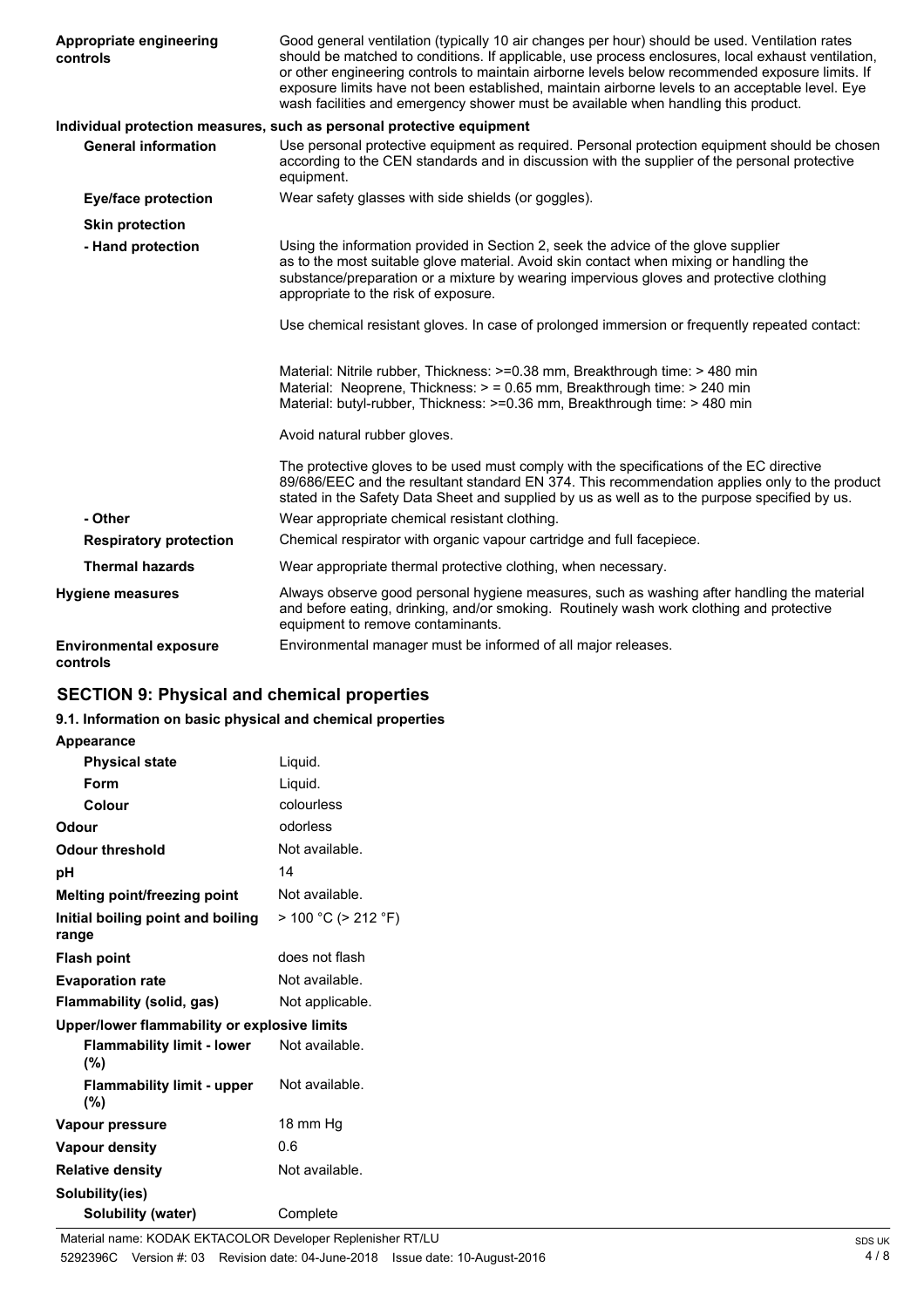| | |
|---|---|
| **Appropriate engineering controls** | Good general ventilation (typically 10 air changes per hour) should be used. Ventilation rates should be matched to conditions. If applicable, use process enclosures, local exhaust ventilation, or other engineering controls to maintain airborne levels below recommended exposure limits. If exposure limits have not been established, maintain airborne levels to an acceptable level. Eye wash facilities and emergency shower must be available when handling this product. |

**Individual protection measures, such as personal protective equipment**

| | |
|---|---|
| **General information** | Use personal protective equipment as required. Personal protection equipment should be chosen according to the CEN standards and in discussion with the supplier of the personal protective equipment. |
| **Eye/face protection** | Wear safety glasses with side shields (or goggles). |
| **Skin protection** | |
| **- Hand protection** | Using the information provided in Section 2, seek the advice of the glove supplier as to the most suitable glove material. Avoid skin contact when mixing or handling the substance/preparation or a mixture by wearing impervious gloves and protective clothing appropriate to the risk of exposure.<br><br>Use chemical resistant gloves. In case of prolonged immersion or frequently repeated contact:<br><br>Material: Nitrile rubber, Thickness: >=0.38 mm, Breakthrough time: > 480 min<br>Material: Neoprene, Thickness: > = 0.65 mm, Breakthrough time: > 240 min<br>Material: butyl-rubber, Thickness: >=0.36 mm, Breakthrough time: > 480 min<br><br>Avoid natural rubber gloves.<br><br>The protective gloves to be used must comply with the specifications of the EC directive 89/686/EEC and the resultant standard EN 374. This recommendation applies only to the product stated in the Safety Data Sheet and supplied by us as well as to the purpose specified by us. |
| **- Other** | Wear appropriate chemical resistant clothing. |
| **Respiratory protection** | Chemical respirator with organic vapour cartridge and full facepiece. |
| **Thermal hazards** | Wear appropriate thermal protective clothing, when necessary. |
| **Hygiene measures** | Always observe good personal hygiene measures, such as washing after handling the material and before eating, drinking, and/or smoking. Routinely wash work clothing and protective equipment to remove contaminants. |
| **Environmental exposure controls** | Environmental manager must be informed of all major releases. |

## SECTION 9: Physical and chemical properties

### 9.1. Information on basic physical and chemical properties

| | |
|---|---|
| **Appearance** | |
| **Physical state** | Liquid. |
| **Form** | Liquid. |
| **Colour** | colourless |
| **Odour** | odorless |
| **Odour threshold** | Not available. |
| **pH** | 14 |
| **Melting point/freezing point** | Not available. |
| **Initial boiling point and boiling range** | > 100 °C (> 212 °F) |
| **Flash point** | does not flash |
| **Evaporation rate** | Not available. |
| **Flammability (solid, gas)** | Not applicable. |
| **Upper/lower flammability or explosive limits** | |
| **Flammability limit - lower (%)** | Not available. |
| **Flammability limit - upper (%)** | Not available. |
| **Vapour pressure** | 18 mm Hg |
| **Vapour density** | 0.6 |
| **Relative density** | Not available. |
| **Solubility(ies)** | |
| **Solubility (water)** | Complete |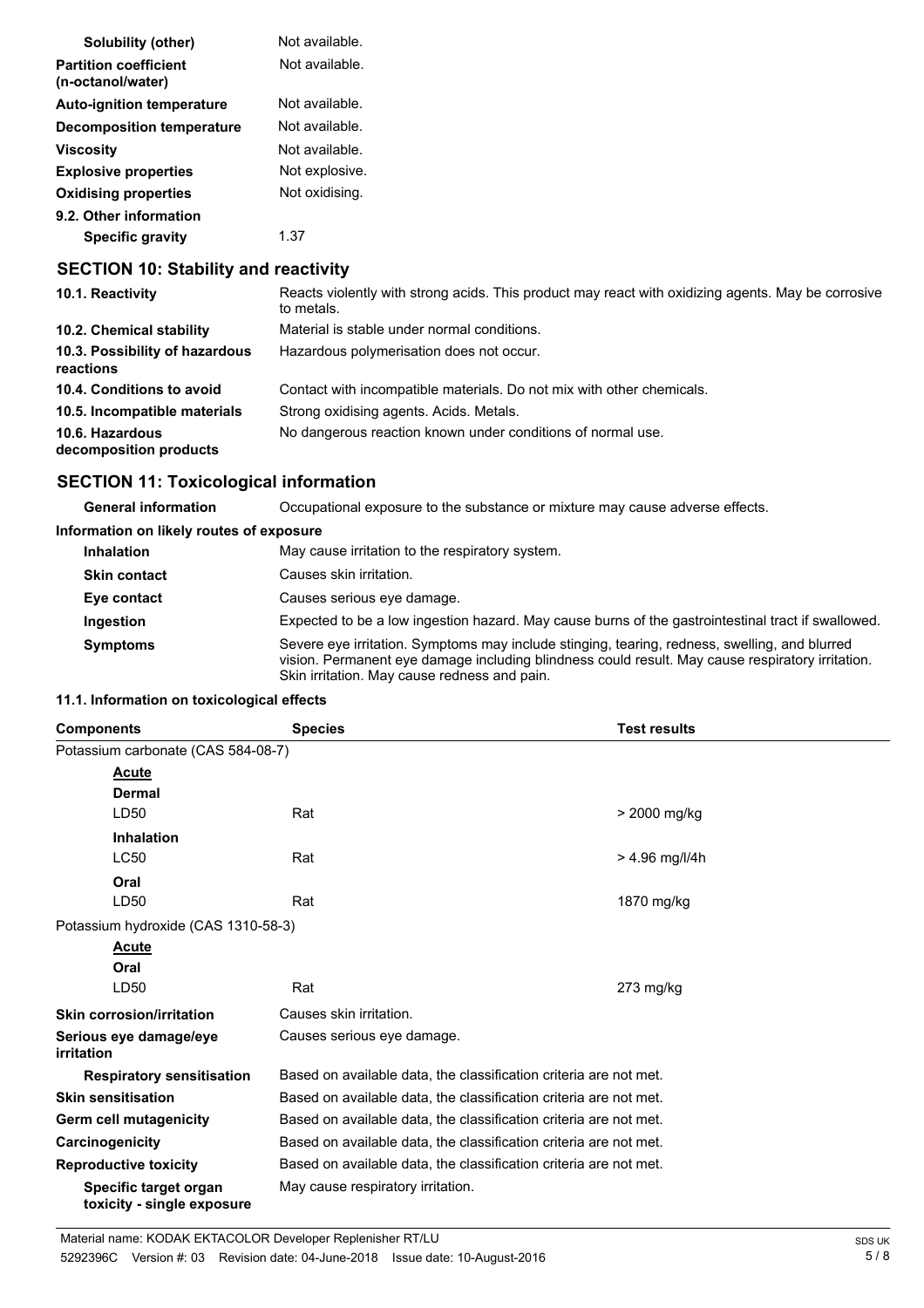| | |
|---|---|
| **Solubility (other)** | Not available. |
| **Partition coefficient (n-octanol/water)** | Not available. |
| **Auto-ignition temperature** | Not available. |
| **Decomposition temperature** | Not available. |
| **Viscosity** | Not available. |
| **Explosive properties** | Not explosive. |
| **Oxidising properties** | Not oxidising. |
| **9.2. Other information** | |
| **Specific gravity** | 1.37 |

## SECTION 10: Stability and reactivity

| | |
|---|---|
| **10.1. Reactivity** | Reacts violently with strong acids. This product may react with oxidizing agents. May be corrosive to metals. |
| **10.2. Chemical stability** | Material is stable under normal conditions. |
| **10.3. Possibility of hazardous reactions** | Hazardous polymerisation does not occur. |
| **10.4. Conditions to avoid** | Contact with incompatible materials. Do not mix with other chemicals. |
| **10.5. Incompatible materials** | Strong oxidising agents. Acids. Metals. |
| **10.6. Hazardous decomposition products** | No dangerous reaction known under conditions of normal use. |

## SECTION 11: Toxicological information

| | |
|---|---|
| **General information** | Occupational exposure to the substance or mixture may cause adverse effects. |

**Information on likely routes of exposure**

| | |
|---|---|
| **Inhalation** | May cause irritation to the respiratory system. |
| **Skin contact** | Causes skin irritation. |
| **Eye contact** | Causes serious eye damage. |
| **Ingestion** | Expected to be a low ingestion hazard. May cause burns of the gastrointestinal tract if swallowed. |
| **Symptoms** | Severe eye irritation. Symptoms may include stinging, tearing, redness, swelling, and blurred vision. Permanent eye damage including blindness could result. May cause respiratory irritation. Skin irritation. May cause redness and pain. |

**11.1. Information on toxicological effects**

| Components | Species | Test results |
|---|---|---|
| Potassium carbonate (CAS 584-08-7) | | |
| ***Acute*** | | |
| **Dermal** | | |
| LD50 | Rat | > 2000 mg/kg |
| **Inhalation** | | |
| LC50 | Rat | > 4.96 mg/l/4h |
| **Oral** | | |
| LD50 | Rat | 1870 mg/kg |
| Potassium hydroxide (CAS 1310-58-3) | | |
| ***Acute*** | | |
| **Oral** | | |
| LD50 | Rat | 273 mg/kg |

| | |
|---|---|
| **Skin corrosion/irritation** | Causes skin irritation. |
| **Serious eye damage/eye irritation** | Causes serious eye damage. |
| **Respiratory sensitisation** | Based on available data, the classification criteria are not met. |
| **Skin sensitisation** | Based on available data, the classification criteria are not met. |
| **Germ cell mutagenicity** | Based on available data, the classification criteria are not met. |
| **Carcinogenicity** | Based on available data, the classification criteria are not met. |
| **Reproductive toxicity** | Based on available data, the classification criteria are not met. |
| **Specific target organ toxicity - single exposure** | May cause respiratory irritation. |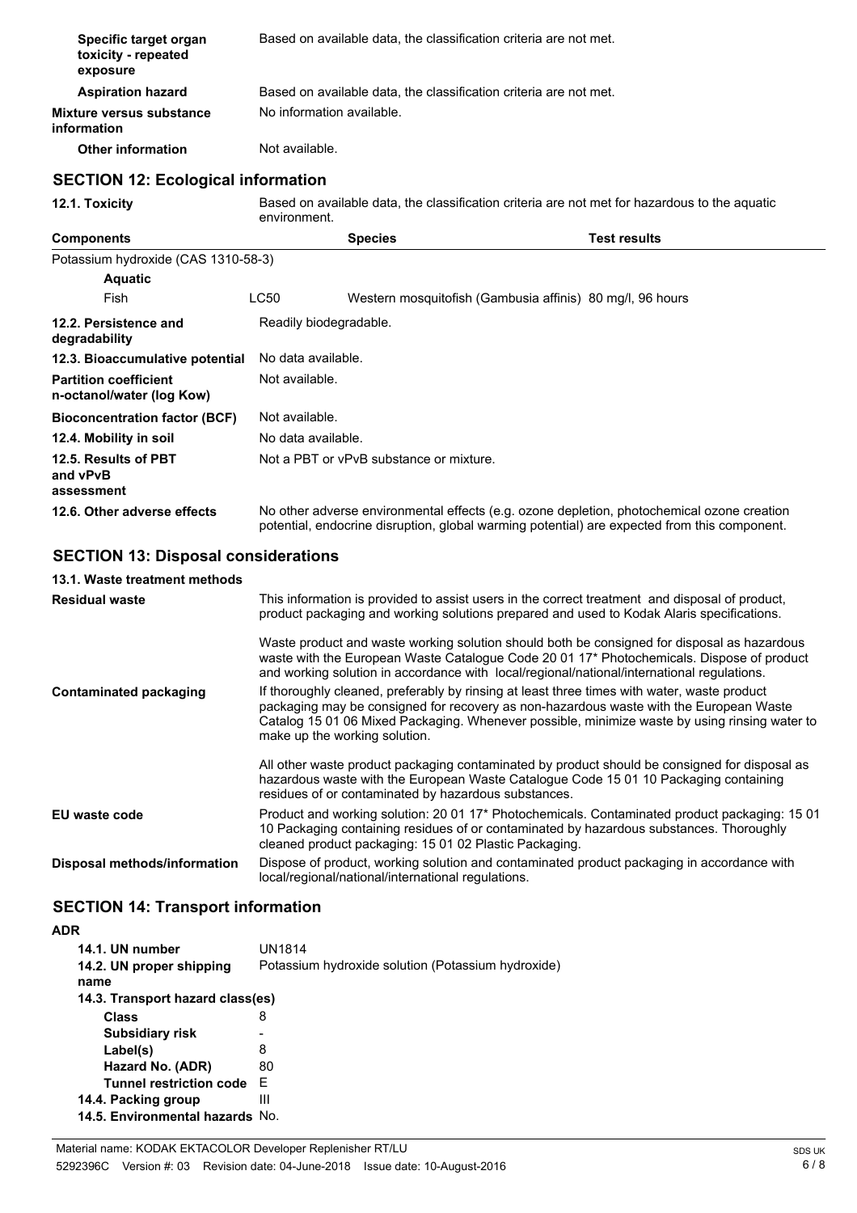| | |
|---|---|
| **Specific target organ toxicity - repeated exposure** | Based on available data, the classification criteria are not met. |
| **Aspiration hazard** | Based on available data, the classification criteria are not met. |
| **Mixture versus substance information** | No information available. |
| **Other information** | Not available. |

## SECTION 12: Ecological information

**12.1. Toxicity** Based on available data, the classification criteria are not met for hazardous to the aquatic environment.

| Components | | Species | Test results |
|---|---|---|---|
| Potassium hydroxide (CAS 1310-58-3) | | | |
| **Aquatic** | | | |
| Fish | LC50 | Western mosquitofish (Gambusia affinis) | 80 mg/l, 96 hours |

| | |
|---|---|
| **12.2. Persistence and degradability** | Readily biodegradable. |
| **12.3. Bioaccumulative potential** | No data available. |
| **Partition coefficient n-octanol/water (log Kow)** | Not available. |
| **Bioconcentration factor (BCF)** | Not available. |
| **12.4. Mobility in soil** | No data available. |
| **12.5. Results of PBT and vPvB assessment** | Not a PBT or vPvB substance or mixture. |
| **12.6. Other adverse effects** | No other adverse environmental effects (e.g. ozone depletion, photochemical ozone creation potential, endocrine disruption, global warming potential) are expected from this component. |

## SECTION 13: Disposal considerations

**13.1. Waste treatment methods**

**Residual waste**

This information is provided to assist users in the correct treatment and disposal of product, product packaging and working solutions prepared and used to Kodak Alaris specifications.

Waste product and waste working solution should both be consigned for disposal as hazardous waste with the European Waste Catalogue Code 20 01 17* Photochemicals. Dispose of product and working solution in accordance with local/regional/national/international regulations.

**Contaminated packaging**

If thoroughly cleaned, preferably by rinsing at least three times with water, waste product packaging may be consigned for recovery as non-hazardous waste with the European Waste Catalog 15 01 06 Mixed Packaging. Whenever possible, minimize waste by using rinsing water to make up the working solution.

All other waste product packaging contaminated by product should be consigned for disposal as hazardous waste with the European Waste Catalogue Code 15 01 10 Packaging containing residues of or contaminated by hazardous substances.

**EU waste code**

Product and working solution: 20 01 17* Photochemicals. Contaminated product packaging: 15 01 10 Packaging containing residues of or contaminated by hazardous substances. Thoroughly cleaned product packaging: 15 01 02 Plastic Packaging.

**Disposal methods/information**

Dispose of product, working solution and contaminated product packaging in accordance with local/regional/national/international regulations.

## SECTION 14: Transport information

**ADR**

| | |
|---|---|
| **14.1. UN number** | UN1814 |
| **14.2. UN proper shipping name** | Potassium hydroxide solution (Potassium hydroxide) |
| **14.3. Transport hazard class(es)** | |
| **Class** | 8 |
| **Subsidiary risk** | - |
| **Label(s)** | 8 |
| **Hazard No. (ADR)** | 80 |
| **Tunnel restriction code** | E |
| **14.4. Packing group** | III |
| **14.5. Environmental hazards** | No. |

Material name: KODAK EKTACOLOR Developer Replenisher RT/LU

5292396C Version #: 03 Revision date: 04-June-2018 Issue date: 10-August-2016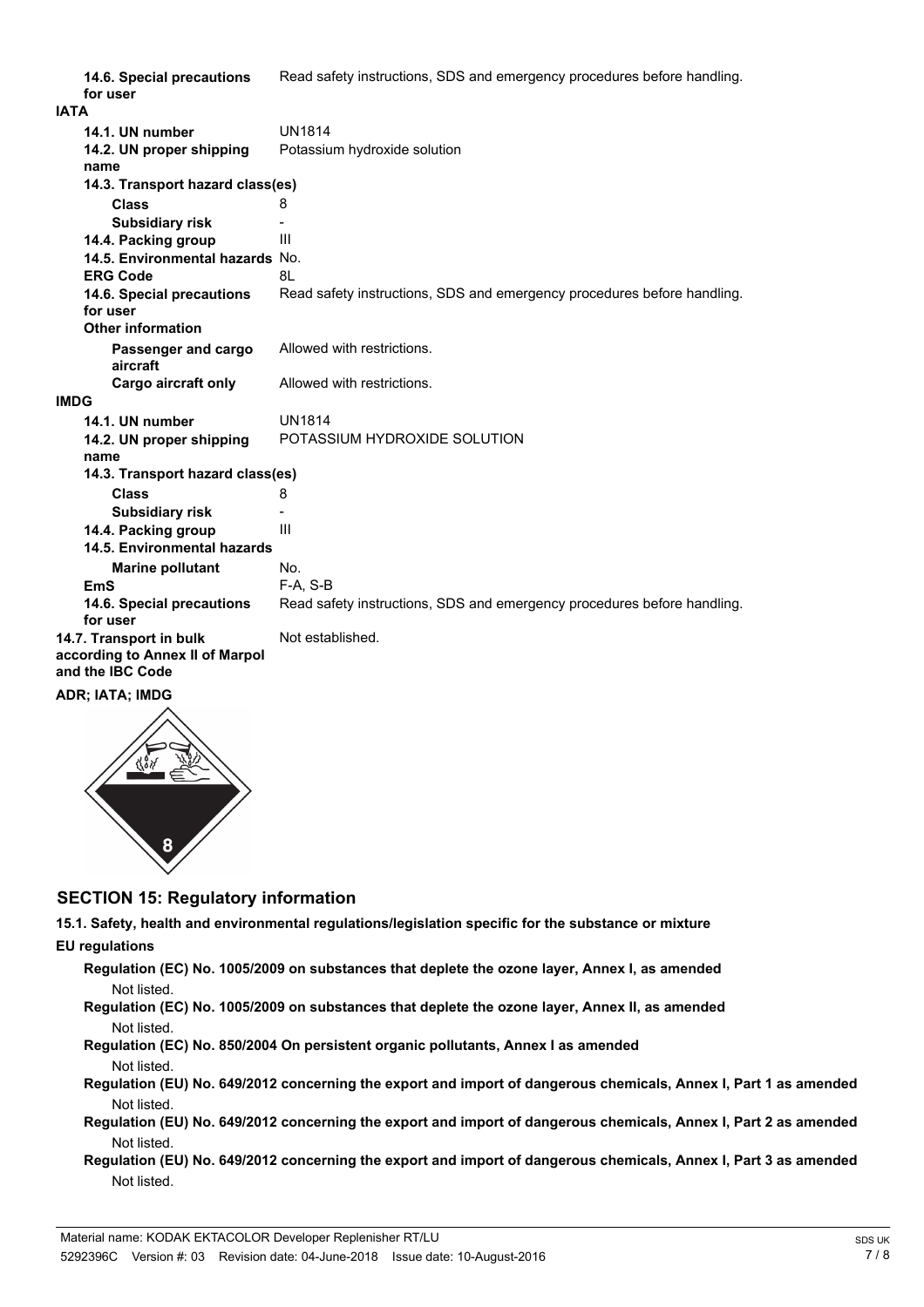| | |
|---|---|
| **14.6. Special precautions for user** | Read safety instructions, SDS and emergency procedures before handling. |

**IATA**

| | |
|---|---|
| **14.1. UN number** | UN1814 |
| **14.2. UN proper shipping name** | Potassium hydroxide solution |
| **14.3. Transport hazard class(es)** | |
| **Class** | 8 |
| **Subsidiary risk** | - |
| **14.4. Packing group** | III |
| **14.5. Environmental hazards** | No. |
| **ERG Code** | 8L |
| **14.6. Special precautions for user** | Read safety instructions, SDS and emergency procedures before handling. |
| **Other information** | |
| **Passenger and cargo aircraft** | Allowed with restrictions. |
| **Cargo aircraft only** | Allowed with restrictions. |

**IMDG**

| | |
|---|---|
| **14.1. UN number** | UN1814 |
| **14.2. UN proper shipping name** | POTASSIUM HYDROXIDE SOLUTION |
| **14.3. Transport hazard class(es)** | |
| **Class** | 8 |
| **Subsidiary risk** | - |
| **14.4. Packing group** | III |
| **14.5. Environmental hazards** | |
| **Marine pollutant** | No. |
| **EmS** | F-A, S-B |
| **14.6. Special precautions for user** | Read safety instructions, SDS and emergency procedures before handling. |
| **14.7. Transport in bulk according to Annex II of Marpol and the IBC Code** | Not established. |

**ADR; IATA; IMDG**

## SECTION 15: Regulatory information

**15.1. Safety, health and environmental regulations/legislation specific for the substance or mixture**

**EU regulations**

**Regulation (EC) No. 1005/2009 on substances that deplete the ozone layer, Annex I, as amended**
Not listed.

**Regulation (EC) No. 1005/2009 on substances that deplete the ozone layer, Annex II, as amended**
Not listed.

**Regulation (EC) No. 850/2004 On persistent organic pollutants, Annex I as amended**
Not listed.

**Regulation (EU) No. 649/2012 concerning the export and import of dangerous chemicals, Annex I, Part 1 as amended**
Not listed.

**Regulation (EU) No. 649/2012 concerning the export and import of dangerous chemicals, Annex I, Part 2 as amended**
Not listed.

**Regulation (EU) No. 649/2012 concerning the export and import of dangerous chemicals, Annex I, Part 3 as amended**
Not listed.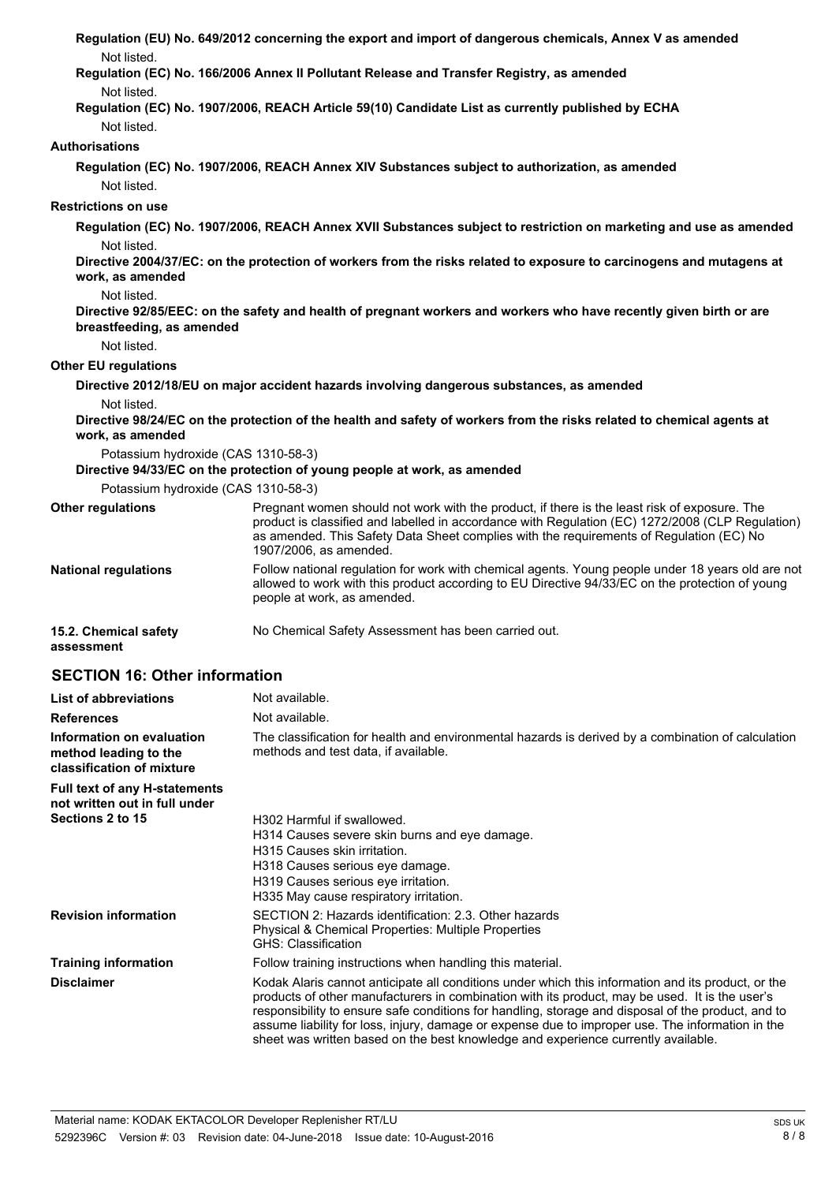**Regulation (EU) No. 649/2012 concerning the export and import of dangerous chemicals, Annex V as amended**

Not listed.

**Regulation (EC) No. 166/2006 Annex II Pollutant Release and Transfer Registry, as amended**

Not listed.

**Regulation (EC) No. 1907/2006, REACH Article 59(10) Candidate List as currently published by ECHA**

Not listed.

**Authorisations**

**Regulation (EC) No. 1907/2006, REACH Annex XIV Substances subject to authorization, as amended**

Not listed.

**Restrictions on use**

**Regulation (EC) No. 1907/2006, REACH Annex XVII Substances subject to restriction on marketing and use as amended**

Not listed.

**Directive 2004/37/EC: on the protection of workers from the risks related to exposure to carcinogens and mutagens at work, as amended**

Not listed.

**Directive 92/85/EEC: on the safety and health of pregnant workers and workers who have recently given birth or are breastfeeding, as amended**

Not listed.

**Other EU regulations**

**Directive 2012/18/EU on major accident hazards involving dangerous substances, as amended**

Not listed.

**Directive 98/24/EC on the protection of the health and safety of workers from the risks related to chemical agents at work, as amended**

Potassium hydroxide (CAS 1310-58-3)

**Directive 94/33/EC on the protection of young people at work, as amended**

Potassium hydroxide (CAS 1310-58-3)

**Other regulations** Pregnant women should not work with the product, if there is the least risk of exposure. The product is classified and labelled in accordance with Regulation (EC) 1272/2008 (CLP Regulation) as amended. This Safety Data Sheet complies with the requirements of Regulation (EC) No 1907/2006, as amended.

**National regulations** Follow national regulation for work with chemical agents. Young people under 18 years old are not allowed to work with this product according to EU Directive 94/33/EC on the protection of young people at work, as amended.

**15.2. Chemical safety assessment** No Chemical Safety Assessment has been carried out.

## SECTION 16: Other information

**List of abbreviations** Not available.

**References** Not available.

**Information on evaluation method leading to the classification of mixture** The classification for health and environmental hazards is derived by a combination of calculation methods and test data, if available.

**Full text of any H-statements not written out in full under Sections 2 to 15**

H302 Harmful if swallowed.
H314 Causes severe skin burns and eye damage.
H315 Causes skin irritation.
H318 Causes serious eye damage.
H319 Causes serious eye irritation.
H335 May cause respiratory irritation.

**Revision information**

SECTION 2: Hazards identification: 2.3. Other hazards
Physical & Chemical Properties: Multiple Properties
GHS: Classification

**Training information** Follow training instructions when handling this material.

**Disclaimer** Kodak Alaris cannot anticipate all conditions under which this information and its product, or the products of other manufacturers in combination with its product, may be used. It is the user's responsibility to ensure safe conditions for handling, storage and disposal of the product, and to assume liability for loss, injury, damage or expense due to improper use. The information in the sheet was written based on the best knowledge and experience currently available.

Material name: KODAK EKTACOLOR Developer Replenisher RT/LU
5292396C Version #: 03 Revision date: 04-June-2018 Issue date: 10-August-2016